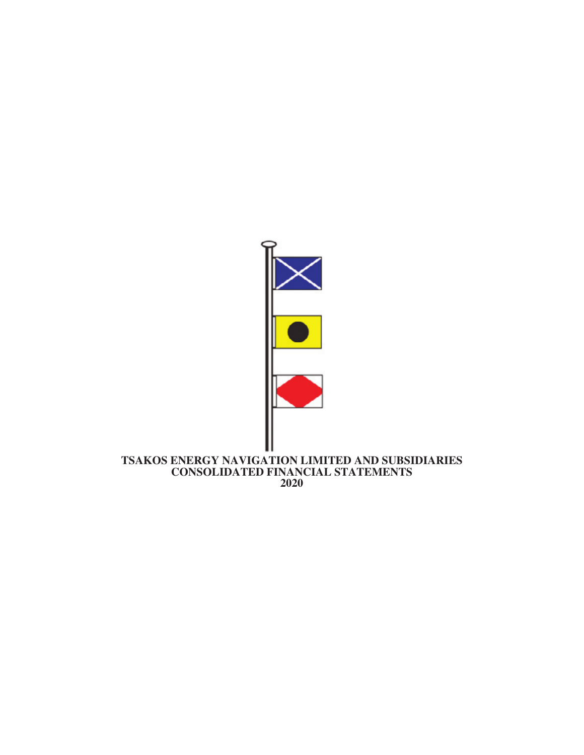# TSAKOS ENERGY NAVIGATION LIMITED AND SUBSIDIARIES
# CONSOLIDATED FINANCIAL STATEMENTS
# 2020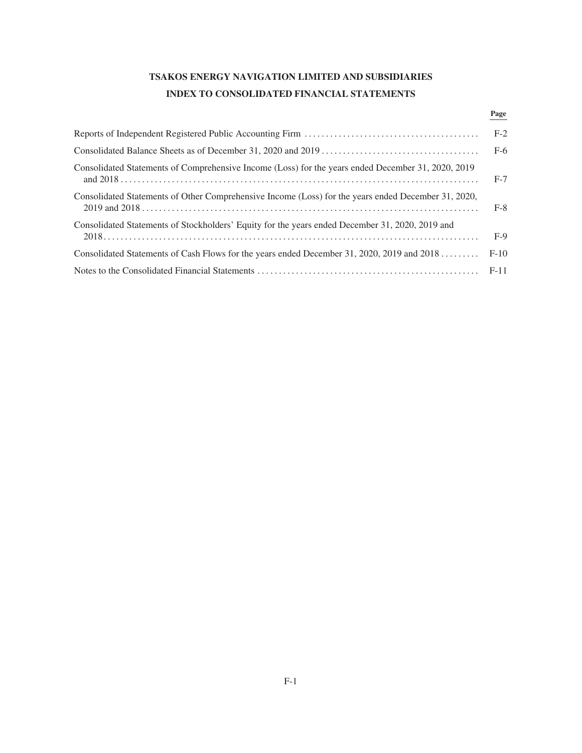# TSAKOS ENERGY NAVIGATION LIMITED AND SUBSIDIARIES

## INDEX TO CONSOLIDATED FINANCIAL STATEMENTS

| | Page |
|---|---|
| Reports of Independent Registered Public Accounting Firm | F-2 |
| Consolidated Balance Sheets as of December 31, 2020 and 2019 | F-6 |
| Consolidated Statements of Comprehensive Income (Loss) for the years ended December 31, 2020, 2019 and 2018 | F-7 |
| Consolidated Statements of Other Comprehensive Income (Loss) for the years ended December 31, 2020, 2019 and 2018 | F-8 |
| Consolidated Statements of Stockholders' Equity for the years ended December 31, 2020, 2019 and 2018 | F-9 |
| Consolidated Statements of Cash Flows for the years ended December 31, 2020, 2019 and 2018 | F-10 |
| Notes to the Consolidated Financial Statements | F-11 |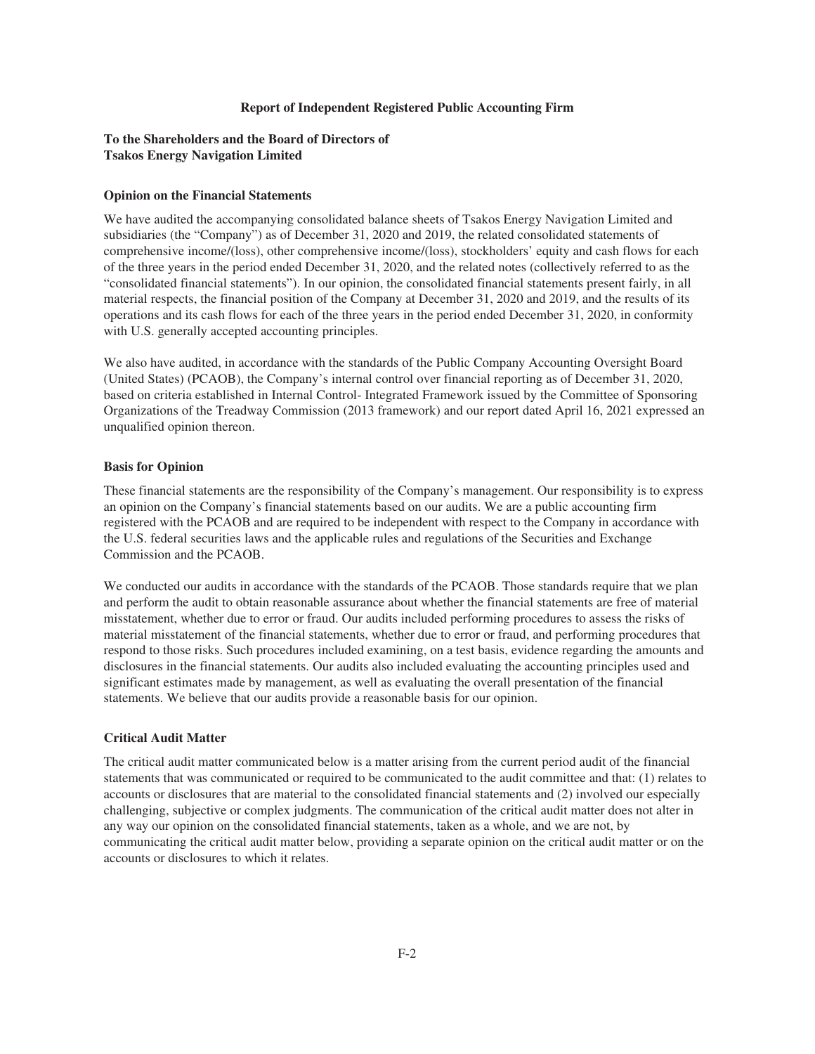## Report of Independent Registered Public Accounting Firm

**To the Shareholders and the Board of Directors of Tsakos Energy Navigation Limited**

### Opinion on the Financial Statements

We have audited the accompanying consolidated balance sheets of Tsakos Energy Navigation Limited and subsidiaries (the "Company") as of December 31, 2020 and 2019, the related consolidated statements of comprehensive income/(loss), other comprehensive income/(loss), stockholders' equity and cash flows for each of the three years in the period ended December 31, 2020, and the related notes (collectively referred to as the "consolidated financial statements"). In our opinion, the consolidated financial statements present fairly, in all material respects, the financial position of the Company at December 31, 2020 and 2019, and the results of its operations and its cash flows for each of the three years in the period ended December 31, 2020, in conformity with U.S. generally accepted accounting principles.

We also have audited, in accordance with the standards of the Public Company Accounting Oversight Board (United States) (PCAOB), the Company's internal control over financial reporting as of December 31, 2020, based on criteria established in Internal Control- Integrated Framework issued by the Committee of Sponsoring Organizations of the Treadway Commission (2013 framework) and our report dated April 16, 2021 expressed an unqualified opinion thereon.

### Basis for Opinion

These financial statements are the responsibility of the Company's management. Our responsibility is to express an opinion on the Company's financial statements based on our audits. We are a public accounting firm registered with the PCAOB and are required to be independent with respect to the Company in accordance with the U.S. federal securities laws and the applicable rules and regulations of the Securities and Exchange Commission and the PCAOB.

We conducted our audits in accordance with the standards of the PCAOB. Those standards require that we plan and perform the audit to obtain reasonable assurance about whether the financial statements are free of material misstatement, whether due to error or fraud. Our audits included performing procedures to assess the risks of material misstatement of the financial statements, whether due to error or fraud, and performing procedures that respond to those risks. Such procedures included examining, on a test basis, evidence regarding the amounts and disclosures in the financial statements. Our audits also included evaluating the accounting principles used and significant estimates made by management, as well as evaluating the overall presentation of the financial statements. We believe that our audits provide a reasonable basis for our opinion.

### Critical Audit Matter

The critical audit matter communicated below is a matter arising from the current period audit of the financial statements that was communicated or required to be communicated to the audit committee and that: (1) relates to accounts or disclosures that are material to the consolidated financial statements and (2) involved our especially challenging, subjective or complex judgments. The communication of the critical audit matter does not alter in any way our opinion on the consolidated financial statements, taken as a whole, and we are not, by communicating the critical audit matter below, providing a separate opinion on the critical audit matter or on the accounts or disclosures to which it relates.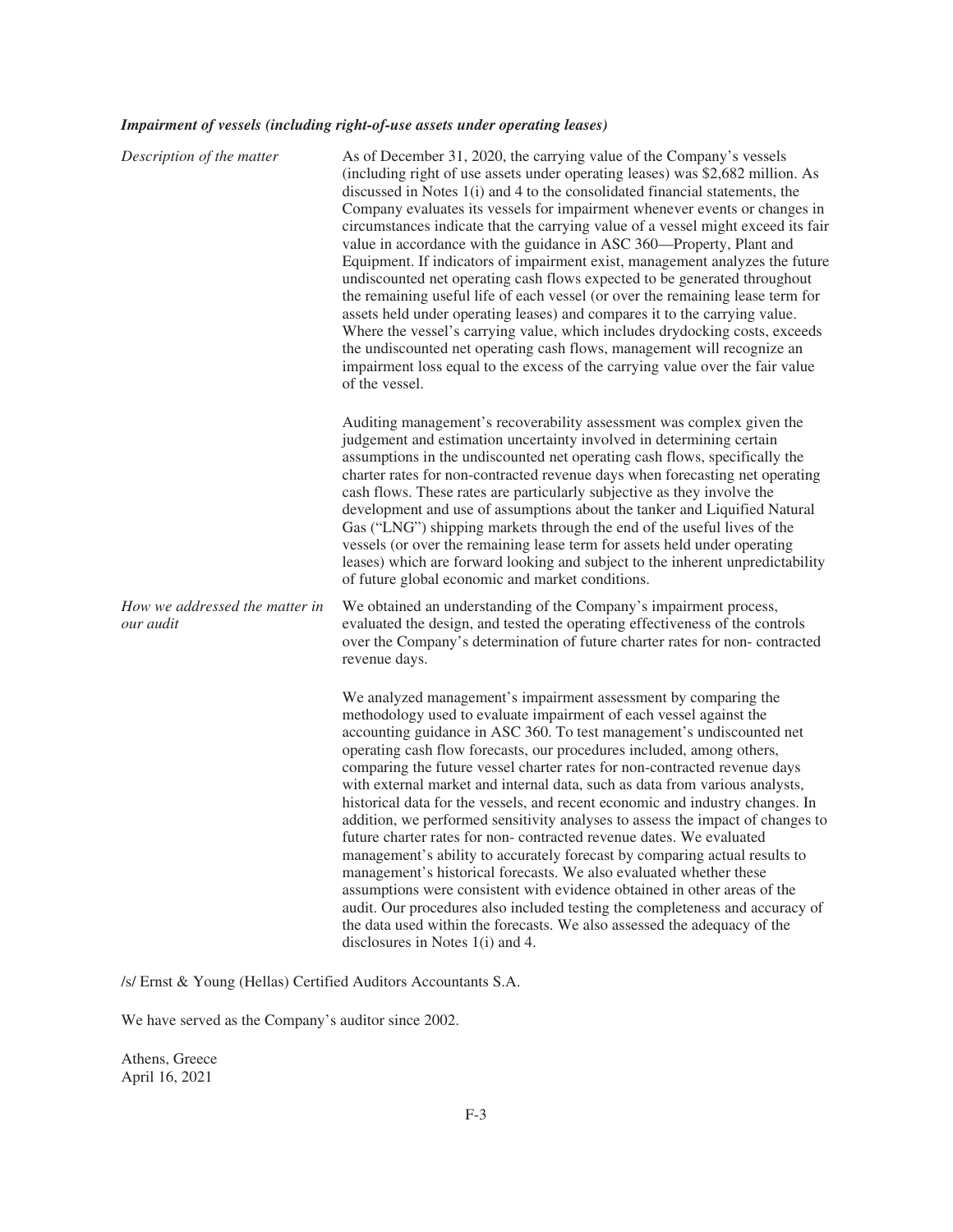***Impairment of vessels (including right-of-use assets under operating leases)***

| | |
|---|---|
| *Description of the matter* | As of December 31, 2020, the carrying value of the Company's vessels (including right of use assets under operating leases) was $2,682 million. As discussed in Notes 1(i) and 4 to the consolidated financial statements, the Company evaluates its vessels for impairment whenever events or changes in circumstances indicate that the carrying value of a vessel might exceed its fair value in accordance with the guidance in ASC 360—Property, Plant and Equipment. If indicators of impairment exist, management analyzes the future undiscounted net operating cash flows expected to be generated throughout the remaining useful life of each vessel (or over the remaining lease term for assets held under operating leases) and compares it to the carrying value. Where the vessel's carrying value, which includes drydocking costs, exceeds the undiscounted net operating cash flows, management will recognize an impairment loss equal to the excess of the carrying value over the fair value of the vessel.<br><br>Auditing management's recoverability assessment was complex given the judgement and estimation uncertainty involved in determining certain assumptions in the undiscounted net operating cash flows, specifically the charter rates for non-contracted revenue days when forecasting net operating cash flows. These rates are particularly subjective as they involve the development and use of assumptions about the tanker and Liquified Natural Gas ("LNG") shipping markets through the end of the useful lives of the vessels (or over the remaining lease term for assets held under operating leases) which are forward looking and subject to the inherent unpredictability of future global economic and market conditions. |
| *How we addressed the matter in our audit* | We obtained an understanding of the Company's impairment process, evaluated the design, and tested the operating effectiveness of the controls over the Company's determination of future charter rates for non- contracted revenue days.<br><br>We analyzed management's impairment assessment by comparing the methodology used to evaluate impairment of each vessel against the accounting guidance in ASC 360. To test management's undiscounted net operating cash flow forecasts, our procedures included, among others, comparing the future vessel charter rates for non-contracted revenue days with external market and internal data, such as data from various analysts, historical data for the vessels, and recent economic and industry changes. In addition, we performed sensitivity analyses to assess the impact of changes to future charter rates for non- contracted revenue dates. We evaluated management's ability to accurately forecast by comparing actual results to management's historical forecasts. We also evaluated whether these assumptions were consistent with evidence obtained in other areas of the audit. Our procedures also included testing the completeness and accuracy of the data used within the forecasts. We also assessed the adequacy of the disclosures in Notes 1(i) and 4. |

/s/ Ernst & Young (Hellas) Certified Auditors Accountants S.A.

We have served as the Company's auditor since 2002.

Athens, Greece
April 16, 2021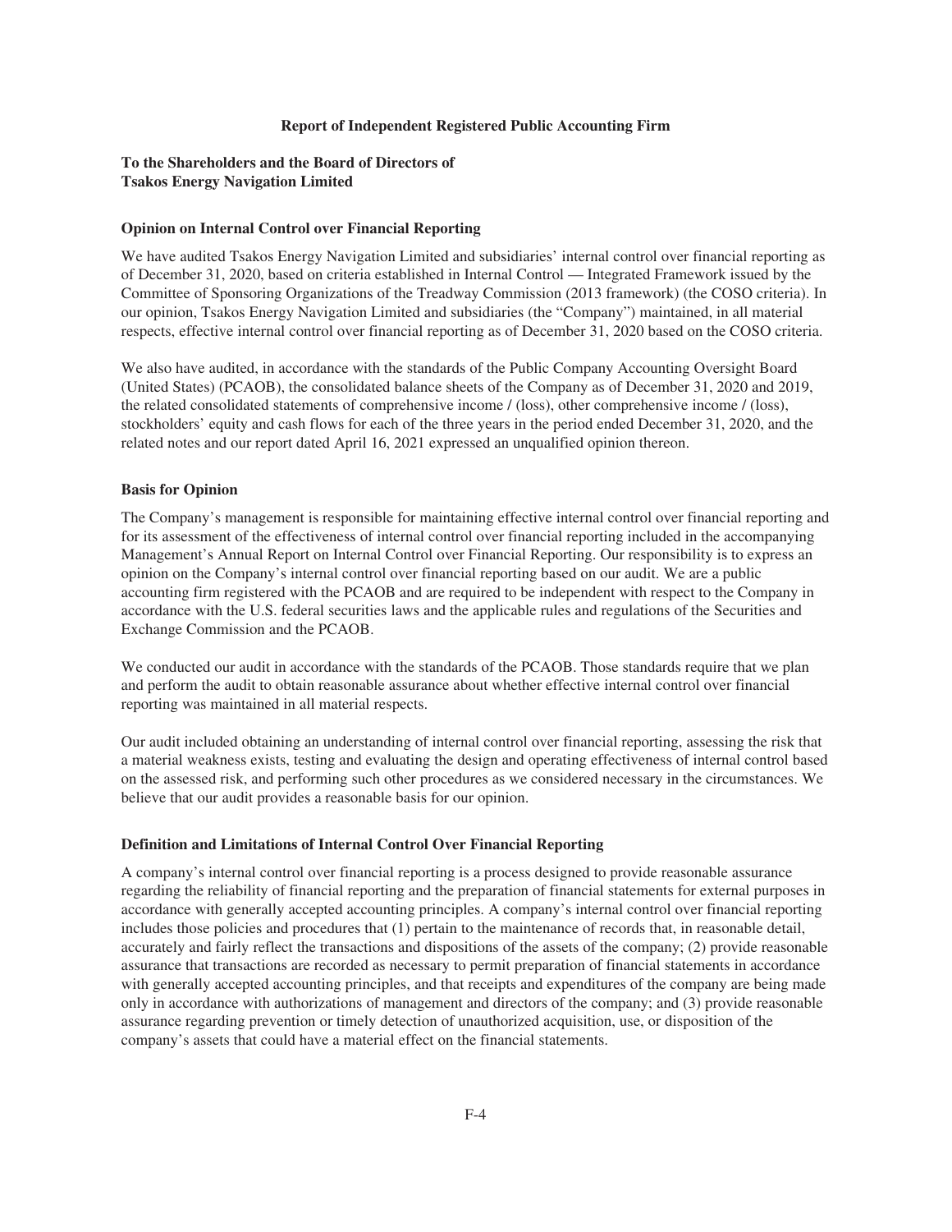## Report of Independent Registered Public Accounting Firm

**To the Shareholders and the Board of Directors of**
**Tsakos Energy Navigation Limited**

### Opinion on Internal Control over Financial Reporting

We have audited Tsakos Energy Navigation Limited and subsidiaries' internal control over financial reporting as of December 31, 2020, based on criteria established in Internal Control — Integrated Framework issued by the Committee of Sponsoring Organizations of the Treadway Commission (2013 framework) (the COSO criteria). In our opinion, Tsakos Energy Navigation Limited and subsidiaries (the "Company") maintained, in all material respects, effective internal control over financial reporting as of December 31, 2020 based on the COSO criteria.

We also have audited, in accordance with the standards of the Public Company Accounting Oversight Board (United States) (PCAOB), the consolidated balance sheets of the Company as of December 31, 2020 and 2019, the related consolidated statements of comprehensive income / (loss), other comprehensive income / (loss), stockholders' equity and cash flows for each of the three years in the period ended December 31, 2020, and the related notes and our report dated April 16, 2021 expressed an unqualified opinion thereon.

### Basis for Opinion

The Company's management is responsible for maintaining effective internal control over financial reporting and for its assessment of the effectiveness of internal control over financial reporting included in the accompanying Management's Annual Report on Internal Control over Financial Reporting. Our responsibility is to express an opinion on the Company's internal control over financial reporting based on our audit. We are a public accounting firm registered with the PCAOB and are required to be independent with respect to the Company in accordance with the U.S. federal securities laws and the applicable rules and regulations of the Securities and Exchange Commission and the PCAOB.

We conducted our audit in accordance with the standards of the PCAOB. Those standards require that we plan and perform the audit to obtain reasonable assurance about whether effective internal control over financial reporting was maintained in all material respects.

Our audit included obtaining an understanding of internal control over financial reporting, assessing the risk that a material weakness exists, testing and evaluating the design and operating effectiveness of internal control based on the assessed risk, and performing such other procedures as we considered necessary in the circumstances. We believe that our audit provides a reasonable basis for our opinion.

### Definition and Limitations of Internal Control Over Financial Reporting

A company's internal control over financial reporting is a process designed to provide reasonable assurance regarding the reliability of financial reporting and the preparation of financial statements for external purposes in accordance with generally accepted accounting principles. A company's internal control over financial reporting includes those policies and procedures that (1) pertain to the maintenance of records that, in reasonable detail, accurately and fairly reflect the transactions and dispositions of the assets of the company; (2) provide reasonable assurance that transactions are recorded as necessary to permit preparation of financial statements in accordance with generally accepted accounting principles, and that receipts and expenditures of the company are being made only in accordance with authorizations of management and directors of the company; and (3) provide reasonable assurance regarding prevention or timely detection of unauthorized acquisition, use, or disposition of the company's assets that could have a material effect on the financial statements.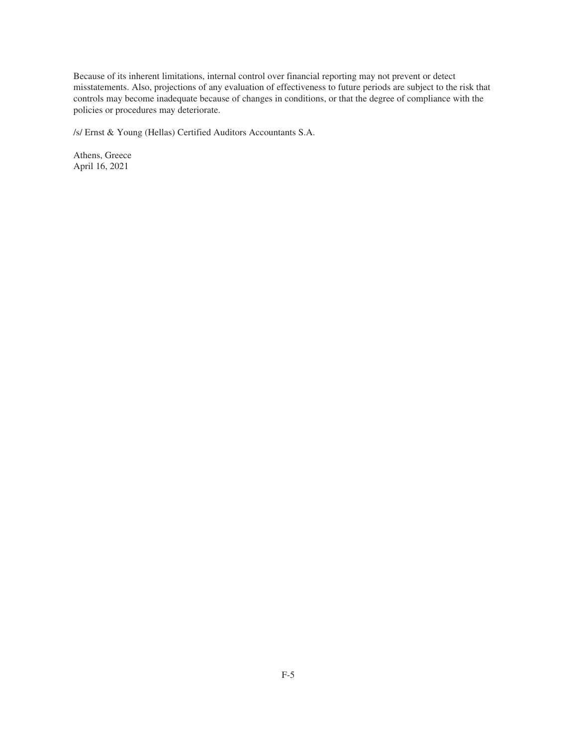Because of its inherent limitations, internal control over financial reporting may not prevent or detect misstatements. Also, projections of any evaluation of effectiveness to future periods are subject to the risk that controls may become inadequate because of changes in conditions, or that the degree of compliance with the policies or procedures may deteriorate.

/s/ Ernst & Young (Hellas) Certified Auditors Accountants S.A.

Athens, Greece
April 16, 2021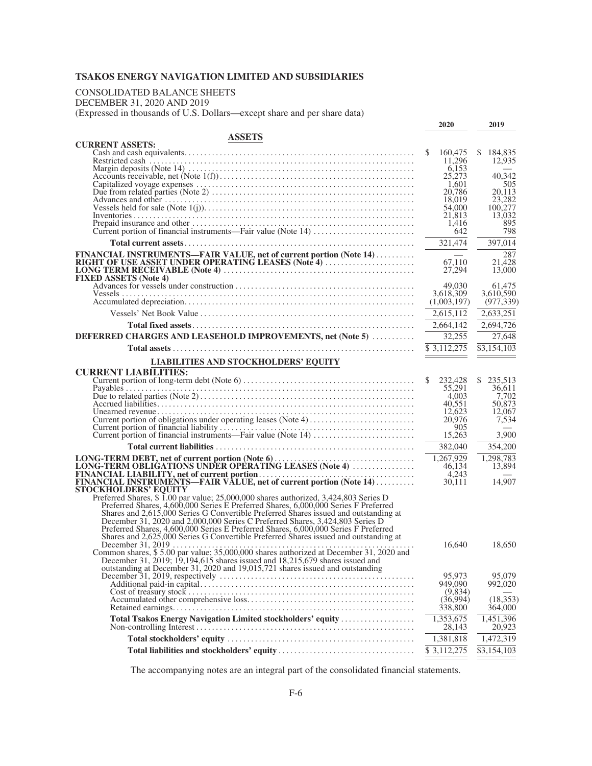**TSAKOS ENERGY NAVIGATION LIMITED AND SUBSIDIARIES**

CONSOLIDATED BALANCE SHEETS
DECEMBER 31, 2020 AND 2019
(Expressed in thousands of U.S. Dollars—except share and per share data)

| | 2020 | 2019 |
|---|---|---|
| **ASSETS** | | |
| **CURRENT ASSETS:** | | |
| Cash and cash equivalents | $ 160,475 | $ 184,835 |
| Restricted cash | 11,296 | 12,935 |
| Margin deposits (Note 14) | 6,153 | — |
| Accounts receivable, net (Note 1(f)) | 25,273 | 40,342 |
| Capitalized voyage expenses | 1,601 | 505 |
| Due from related parties (Note 2) | 20,786 | 20,113 |
| Advances and other | 18,019 | 23,282 |
| Vessels held for sale (Note 1(j)) | 54,000 | 100,277 |
| Inventories | 21,813 | 13,032 |
| Prepaid insurance and other | 1,416 | 895 |
| Current portion of financial instruments—Fair value (Note 14) | 642 | 798 |
| **Total current assets** | 321,474 | 397,014 |
| **FINANCIAL INSTRUMENTS—FAIR VALUE, net of current portion (Note 14)** | — | 287 |
| **RIGHT OF USE ASSET UNDER OPERATING LEASES (Note 4)** | 67,110 | 21,428 |
| **LONG TERM RECEIVABLE (Note 4)** | 27,294 | 13,000 |
| **FIXED ASSETS (Note 4)** | | |
| Advances for vessels under construction | 49,030 | 61,475 |
| Vessels | 3,618,309 | 3,610,590 |
| Accumulated depreciation | (1,003,197) | (977,339) |
| Vessels' Net Book Value | 2,615,112 | 2,633,251 |
| **Total fixed assets** | 2,664,142 | 2,694,726 |
| **DEFERRED CHARGES AND LEASEHOLD IMPROVEMENTS, net (Note 5)** | 32,255 | 27,648 |
| **Total assets** | $ 3,112,275 | $3,154,103 |
| **LIABILITIES AND STOCKHOLDERS' EQUITY** | | |
| **CURRENT LIABILITIES:** | | |
| Current portion of long-term debt (Note 6) | $ 232,428 | $ 235,513 |
| Payables | 55,291 | 36,611 |
| Due to related parties (Note 2) | 4,003 | 7,702 |
| Accrued liabilities | 40,551 | 50,873 |
| Unearned revenue | 12,623 | 12,067 |
| Current portion of obligations under operating leases (Note 4) | 20,976 | 7,534 |
| Current portion of financial liability | 905 | — |
| Current portion of financial instruments—Fair value (Note 14) | 15,263 | 3,900 |
| **Total current liabilities** | 382,040 | 354,200 |
| **LONG-TERM DEBT, net of current portion (Note 6)** | 1,267,929 | 1,298,783 |
| **LONG-TERM OBLIGATIONS UNDER OPERATING LEASES (Note 4)** | 46,134 | 13,894 |
| **FINANCIAL LIABILITY, net of current portion** | 4,243 | — |
| **FINANCIAL INSTRUMENTS—FAIR VALUE, net of current portion (Note 14)** | 30,111 | 14,907 |
| **STOCKHOLDERS' EQUITY** | | |
| Preferred Shares, $ 1.00 par value; 25,000,000 shares authorized, 3,424,803 Series D Preferred Shares, 4,600,000 Series E Preferred Shares, 6,000,000 Series F Preferred Shares and 2,615,000 Series G Convertible Preferred Shares issued and outstanding at December 31, 2020 and 2,000,000 Series C Preferred Shares, 3,424,803 Series D Preferred Shares, 4,600,000 Series E Preferred Shares, 6,000,000 Series F Preferred Shares and 2,625,000 Series G Convertible Preferred Shares issued and outstanding at December 31, 2019 | 16,640 | 18,650 |
| Common shares, $ 5.00 par value; 35,000,000 shares authorized at December 31, 2020 and December 31, 2019; 19,194,615 shares issued and 18,215,679 shares issued and outstanding at December 31, 2020 and 19,015,721 shares issued and outstanding December 31, 2019, respectively | 95,973 | 95,079 |
| Additional paid-in capital | 949,090 | 992,020 |
| Cost of treasury stock | (9,834) | — |
| Accumulated other comprehensive loss | (36,994) | (18,353) |
| Retained earnings | 338,800 | 364,000 |
| **Total Tsakos Energy Navigation Limited stockholders' equity** | 1,353,675 | 1,451,396 |
| Non-controlling Interest | 28,143 | 20,923 |
| **Total stockholders' equity** | 1,381,818 | 1,472,319 |
| **Total liabilities and stockholders' equity** | $ 3,112,275 | $3,154,103 |

The accompanying notes are an integral part of the consolidated financial statements.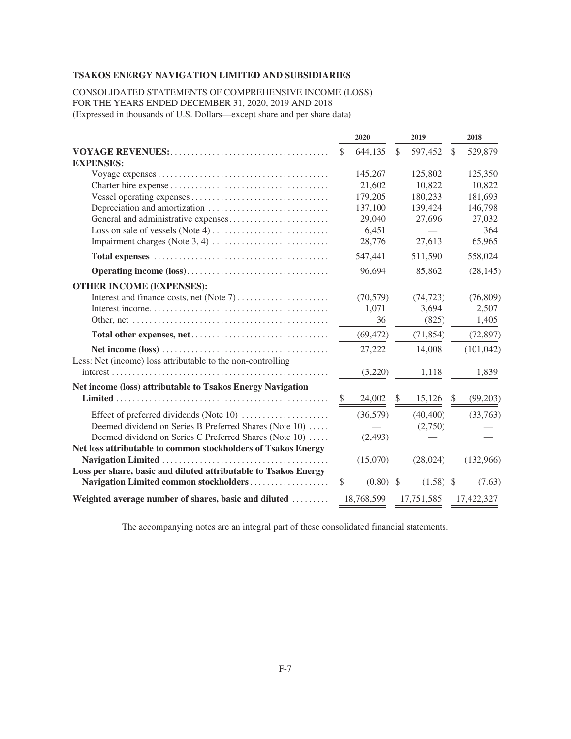**TSAKOS ENERGY NAVIGATION LIMITED AND SUBSIDIARIES**

CONSOLIDATED STATEMENTS OF COMPREHENSIVE INCOME (LOSS)
FOR THE YEARS ENDED DECEMBER 31, 2020, 2019 AND 2018
(Expressed in thousands of U.S. Dollars—except share and per share data)

| | 2020 | 2019 | 2018 |
|---|---|---|---|
| **VOYAGE REVENUES:** | $ 644,135 | $ 597,452 | $ 529,879 |
| **EXPENSES:** | | | |
| Voyage expenses | 145,267 | 125,802 | 125,350 |
| Charter hire expense | 21,602 | 10,822 | 10,822 |
| Vessel operating expenses | 179,205 | 180,233 | 181,693 |
| Depreciation and amortization | 137,100 | 139,424 | 146,798 |
| General and administrative expenses | 29,040 | 27,696 | 27,032 |
| Loss on sale of vessels (Note 4) | 6,451 | — | 364 |
| Impairment charges (Note 3, 4) | 28,776 | 27,613 | 65,965 |
| **Total expenses** | 547,441 | 511,590 | 558,024 |
| **Operating income (loss)** | 96,694 | 85,862 | (28,145) |
| **OTHER INCOME (EXPENSES):** | | | |
| Interest and finance costs, net (Note 7) | (70,579) | (74,723) | (76,809) |
| Interest income | 1,071 | 3,694 | 2,507 |
| Other, net | 36 | (825) | 1,405 |
| **Total other expenses, net** | (69,472) | (71,854) | (72,897) |
| **Net income (loss)** | 27,222 | 14,008 | (101,042) |
| Less: Net (income) loss attributable to the non-controlling interest | (3,220) | 1,118 | 1,839 |
| **Net income (loss) attributable to Tsakos Energy Navigation Limited** | $ 24,002 | $ 15,126 | $ (99,203) |
| Effect of preferred dividends (Note 10) | (36,579) | (40,400) | (33,763) |
| Deemed dividend on Series B Preferred Shares (Note 10) | — | (2,750) | — |
| Deemed dividend on Series C Preferred Shares (Note 10) | (2,493) | — | — |
| **Net loss attributable to common stockholders of Tsakos Energy Navigation Limited** | (15,070) | (28,024) | (132,966) |
| **Loss per share, basic and diluted attributable to Tsakos Energy Navigation Limited common stockholders** | $ (0.80) | $ (1.58) | $ (7.63) |
| **Weighted average number of shares, basic and diluted** | 18,768,599 | 17,751,585 | 17,422,327 |

The accompanying notes are an integral part of these consolidated financial statements.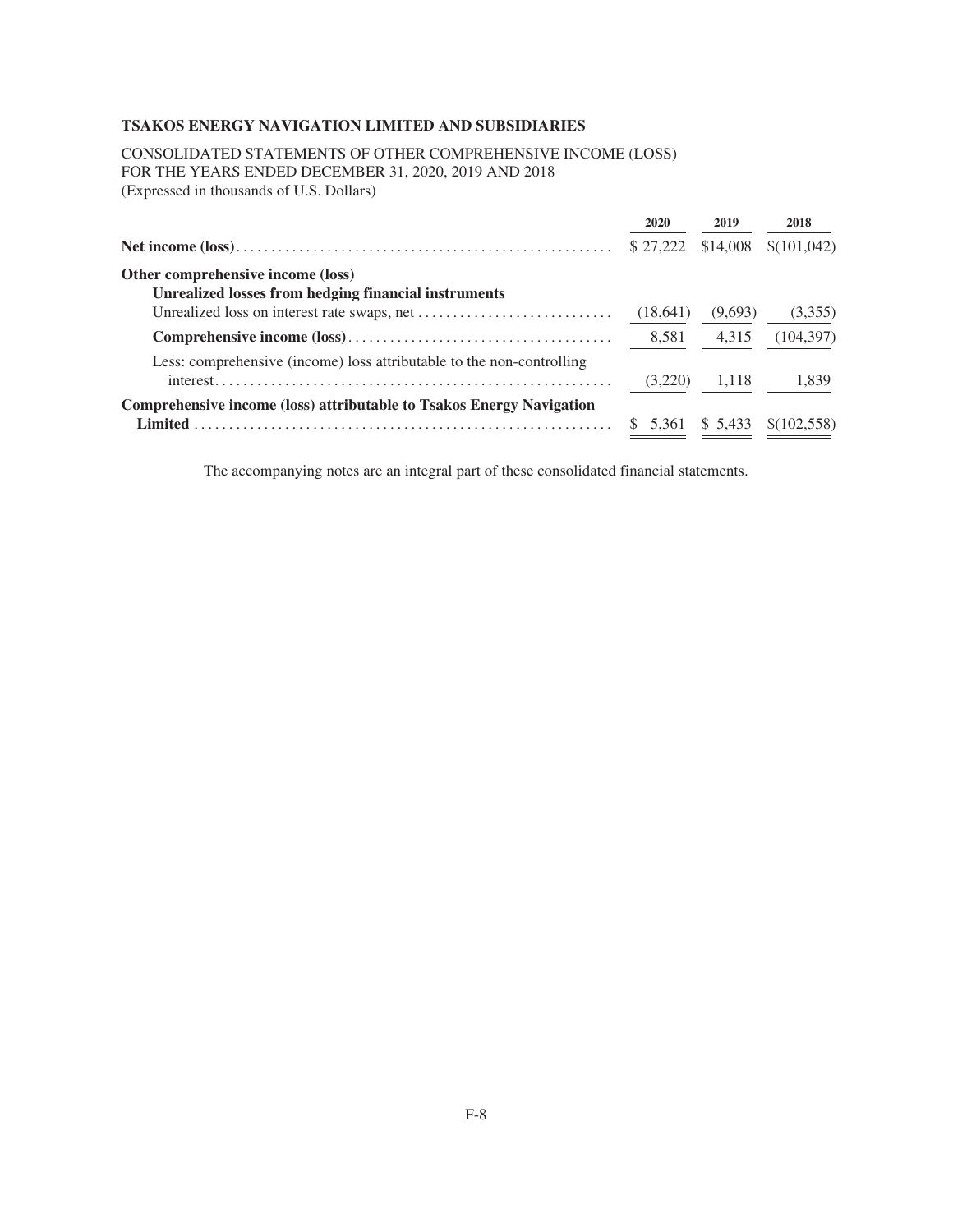**TSAKOS ENERGY NAVIGATION LIMITED AND SUBSIDIARIES**

CONSOLIDATED STATEMENTS OF OTHER COMPREHENSIVE INCOME (LOSS)
FOR THE YEARS ENDED DECEMBER 31, 2020, 2019 AND 2018
(Expressed in thousands of U.S. Dollars)

| | 2020 | 2019 | 2018 |
|---|---|---|---|
| **Net income (loss)** | $ 27,222 | $14,008 | $(101,042) |
| **Other comprehensive income (loss)** | | | |
| **Unrealized losses from hedging financial instruments** | | | |
| Unrealized loss on interest rate swaps, net | (18,641) | (9,693) | (3,355) |
| **Comprehensive income (loss)** | 8,581 | 4,315 | (104,397) |
| Less: comprehensive (income) loss attributable to the non-controlling interest | (3,220) | 1,118 | 1,839 |
| **Comprehensive income (loss) attributable to Tsakos Energy Navigation Limited** | $ 5,361 | $ 5,433 | $(102,558) |

The accompanying notes are an integral part of these consolidated financial statements.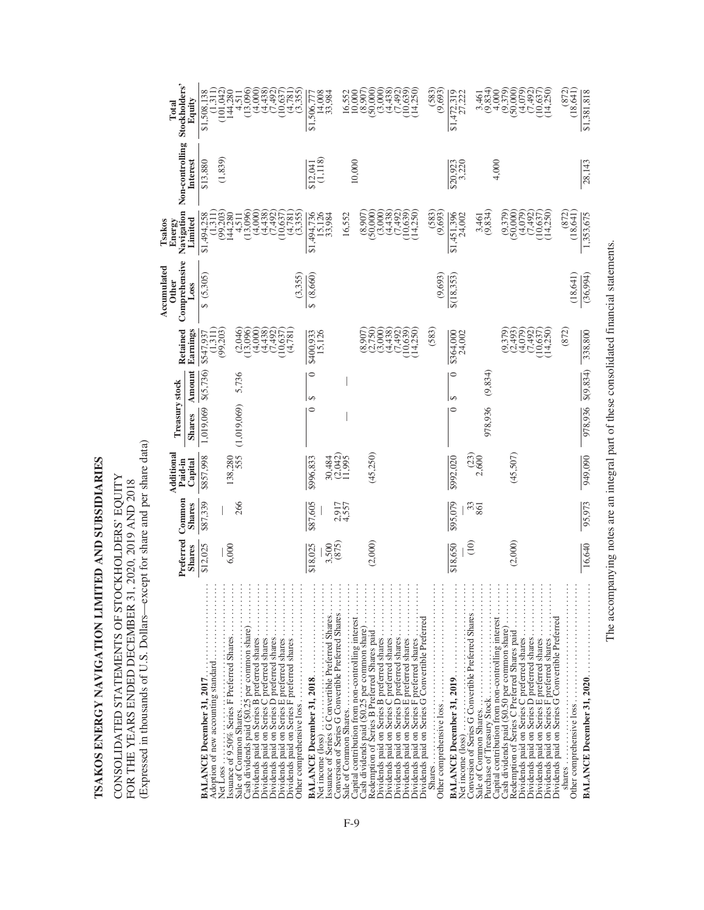# TSAKOS ENERGY NAVIGATION LIMITED AND SUBSIDIARIES

CONSOLIDATED STATEMENTS OF STOCKHOLDERS' EQUITY
FOR THE YEARS ENDED DECEMBER 31, 2020, 2019 AND 2018
(Expressed in thousands of U.S. Dollars—except for share and per share data)

| | Preferred Shares | Common Shares | Additional Paid-in Capital | Treasury stock Shares | Treasury stock Amount | Retained Earnings | Accumulated Other Comprehensive Loss | Tsakos Energy Navigation Limited | Non-controlling Interest | Total Stockholders' Equity |
|---|---|---|---|---|---|---|---|---|---|---|
| **BALANCE December 31, 2017** | $12,025 | $87,339 | $857,998 | 1,019,069 | $(5,736) | $547,937 | $ (5,305) | $1,494,258 | $13,880 | $1,508,138 |
| Adoption of new accounting standard | | | | | | (1,311) | | (1,311) | | (1,311) |
| Net Loss | — | — | | | | (99,203) | | (99,203) | (1,839) | (101,042) |
| Issuance of 9.50% Series F Preferred Shares | 6,000 | | 138,280 | | | | | 144,280 | | 144,280 |
| Sale of Common Shares | | 266 | 555 | (1,019,069) | 5,736 | (2,046) | | 4,511 | | 4,511 |
| Cash dividends paid ($0.25 per common share) | | | | | | (13,096) | | (13,096) | | (13,096) |
| Dividends paid on Series B preferred shares | | | | | | (4,000) | | (4,000) | | (4,000) |
| Dividends paid on Series C preferred shares | | | | | | (4,438) | | (4,438) | | (4,438) |
| Dividends paid on Series D preferred shares | | | | | | (7,492) | | (7,492) | | (7,492) |
| Dividends paid on Series E preferred shares | | | | | | (10,637) | | (10,637) | | (10,637) |
| Dividends paid on Series F preferred shares | | | | | | (4,781) | | (4,781) | | (4,781) |
| Other comprehensive loss | | | | | | | (3,355) | (3,355) | | (3,355) |
| **BALANCE December 31, 2018** | $18,025 | $87,605 | $996,833 | — | $ — | $400,933 | $ (8,660) | $1,494,736 | $12,041 | $1,506,777 |
| Net income (loss) | — | — | | | | 15,126 | | 15,126 | (1,118) | 14,008 |
| Issuance of Series G Convertible Preferred Shares | 3,500 | | 30,484 | | | | | 33,984 | | 33,984 |
| Conversion of Series G Convertible Preferred Shares | (875) | 2,917 | (2,042) | | | | | | | |
| Sale of Common Shares | | 4,557 | 11,995 | — | — | | | 16,552 | | 16,552 |
| Capital contribution from non-controlling interest | | | | | | | | | 10,000 | 10,000 |
| Cash dividends paid ($0.25 per common share) | | | | | | (8,907) | | (8,907) | | (8,907) |
| Redemption of Series B Preferred Shares paid | (2,000) | | (45,250) | | | (2,750) | | (50,000) | | (50,000) |
| Dividends paid on Series B preferred shares | | | | | | (3,000) | | (3,000) | | (3,000) |
| Dividends paid on Series C preferred shares | | | | | | (4,438) | | (4,438) | | (4,438) |
| Dividends paid on Series D preferred shares | | | | | | (7,492) | | (7,492) | | (7,492) |
| Dividends paid on Series E preferred shares | | | | | | (10,639) | | (10,639) | | (10,639) |
| Dividends paid on Series F preferred shares | | | | | | (14,250) | | (14,250) | | (14,250) |
| Dividends paid on Series G Convertible Preferred Shares | | | | | | (583) | | (583) | | (583) |
| Other comprehensive loss | | | | | | | (9,693) | (9,693) | | (9,693) |
| **BALANCE December 31, 2019** | $18,650 | $95,079 | $992,020 | — | $ — | $364,000 | $(18,353) | $1,451,396 | $20,923 | $1,472,319 |
| Net income (loss) | — | — | | | | 24,002 | | 24,002 | 3,220 | 27,222 |
| Conversion of Series G Convertible Preferred Shares | (10) | 33 | (23) | | | | | | | |
| Sale of Common Shares | | 861 | 2,600 | | | | | 3,461 | | 3,461 |
| Purchase of Treasury Stock | | | | 978,936 | (9,834) | | | (9,834) | | (9,834) |
| Capital contribution from non-controlling interest | | | | | | | | | 4,000 | 4,000 |
| Cash dividends paid ($0.50 per common share) | | | | | | (9,379) | | (9,379) | | (9,379) |
| Redemption of Series C Preferred Shares paid | (2,000) | | (45,507) | | | (2,493) | | (50,000) | | (50,000) |
| Dividends paid on Series C preferred shares | | | | | | (4,079) | | (4,079) | | (4,079) |
| Dividends paid on Series D preferred shares | | | | | | (7,492) | | (7,492) | | (7,492) |
| Dividends paid on Series E preferred shares | | | | | | (10,637) | | (10,637) | | (10,637) |
| Dividends paid on Series F preferred shares | | | | | | (14,250) | | (14,250) | | (14,250) |
| Dividends paid on Series G Convertible Preferred shares | | | | | | (872) | | (872) | | (872) |
| Other comprehensive loss | | | | | | | (18,641) | (18,641) | | (18,641) |
| **BALANCE December 31, 2020** | 16,640 | 95,973 | 949,090 | 978,936 | $(9,834) | 338,800 | (36,994) | 1,353,675 | 28,143 | $1,381,818 |

The accompanying notes are an integral part of these consolidated financial statements.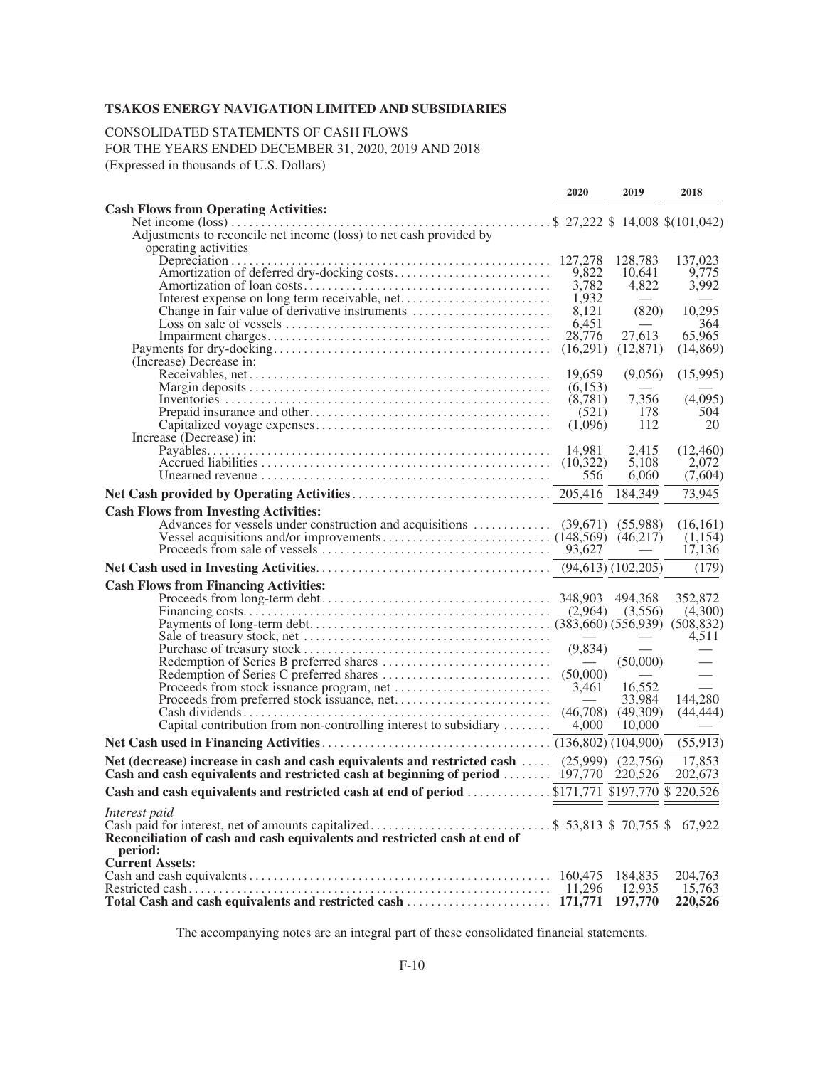**TSAKOS ENERGY NAVIGATION LIMITED AND SUBSIDIARIES**

CONSOLIDATED STATEMENTS OF CASH FLOWS
FOR THE YEARS ENDED DECEMBER 31, 2020, 2019 AND 2018
(Expressed in thousands of U.S. Dollars)

| | 2020 | 2019 | 2018 |
|---|---|---|---|
| **Cash Flows from Operating Activities:** | | | |
| Net income (loss) | $ 27,222 | $ 14,008 | $(101,042) |
| Adjustments to reconcile net income (loss) to net cash provided by operating activities | | | |
| Depreciation | 127,278 | 128,783 | 137,023 |
| Amortization of deferred dry-docking costs | 9,822 | 10,641 | 9,775 |
| Amortization of loan costs | 3,782 | 4,822 | 3,992 |
| Interest expense on long term receivable, net | 1,932 | — | — |
| Change in fair value of derivative instruments | 8,121 | (820) | 10,295 |
| Loss on sale of vessels | 6,451 | — | 364 |
| Impairment charges | 28,776 | 27,613 | 65,965 |
| Payments for dry-docking | (16,291) | (12,871) | (14,869) |
| (Increase) Decrease in: | | | |
| Receivables, net | 19,659 | (9,056) | (15,995) |
| Margin deposits | (6,153) | — | — |
| Inventories | (8,781) | 7,356 | (4,095) |
| Prepaid insurance and other | (521) | 178 | 504 |
| Capitalized voyage expenses | (1,096) | 112 | 20 |
| Increase (Decrease) in: | | | |
| Payables | 14,981 | 2,415 | (12,460) |
| Accrued liabilities | (10,322) | 5,108 | 2,072 |
| Unearned revenue | 556 | 6,060 | (7,604) |
| **Net Cash provided by Operating Activities** | 205,416 | 184,349 | 73,945 |
| **Cash Flows from Investing Activities:** | | | |
| Advances for vessels under construction and acquisitions | (39,671) | (55,988) | (16,161) |
| Vessel acquisitions and/or improvements | (148,569) | (46,217) | (1,154) |
| Proceeds from sale of vessels | 93,627 | — | 17,136 |
| **Net Cash used in Investing Activities** | (94,613) | (102,205) | (179) |
| **Cash Flows from Financing Activities:** | | | |
| Proceeds from long-term debt | 348,903 | 494,368 | 352,872 |
| Financing costs | (2,964) | (3,556) | (4,300) |
| Payments of long-term debt | (383,660) | (556,939) | (508,832) |
| Sale of treasury stock, net | — | — | 4,511 |
| Purchase of treasury stock | (9,834) | — | — |
| Redemption of Series B preferred shares | — | (50,000) | — |
| Redemption of Series C preferred shares | (50,000) | — | — |
| Proceeds from stock issuance program, net | 3,461 | 16,552 | — |
| Proceeds from preferred stock issuance, net | — | 33,984 | 144,280 |
| Cash dividends | (46,708) | (49,309) | (44,444) |
| Capital contribution from non-controlling interest to subsidiary | 4,000 | 10,000 | — |
| **Net Cash used in Financing Activities** | (136,802) | (104,900) | (55,913) |
| **Net (decrease) increase in cash and cash equivalents and restricted cash** | (25,999) | (22,756) | 17,853 |
| **Cash and cash equivalents and restricted cash at beginning of period** | 197,770 | 220,526 | 202,673 |
| **Cash and cash equivalents and restricted cash at end of period** | $171,771 | $197,770 | $ 220,526 |
| *Interest paid* | | | |
| Cash paid for interest, net of amounts capitalized | $ 53,813 | $ 70,755 | $ 67,922 |
| **Reconciliation of cash and cash equivalents and restricted cash at end of period:** | | | |
| **Current Assets:** | | | |
| Cash and cash equivalents | 160,475 | 184,835 | 204,763 |
| Restricted cash | 11,296 | 12,935 | 15,763 |
| **Total Cash and cash equivalents and restricted cash** | **171,771** | **197,770** | **220,526** |

The accompanying notes are an integral part of these consolidated financial statements.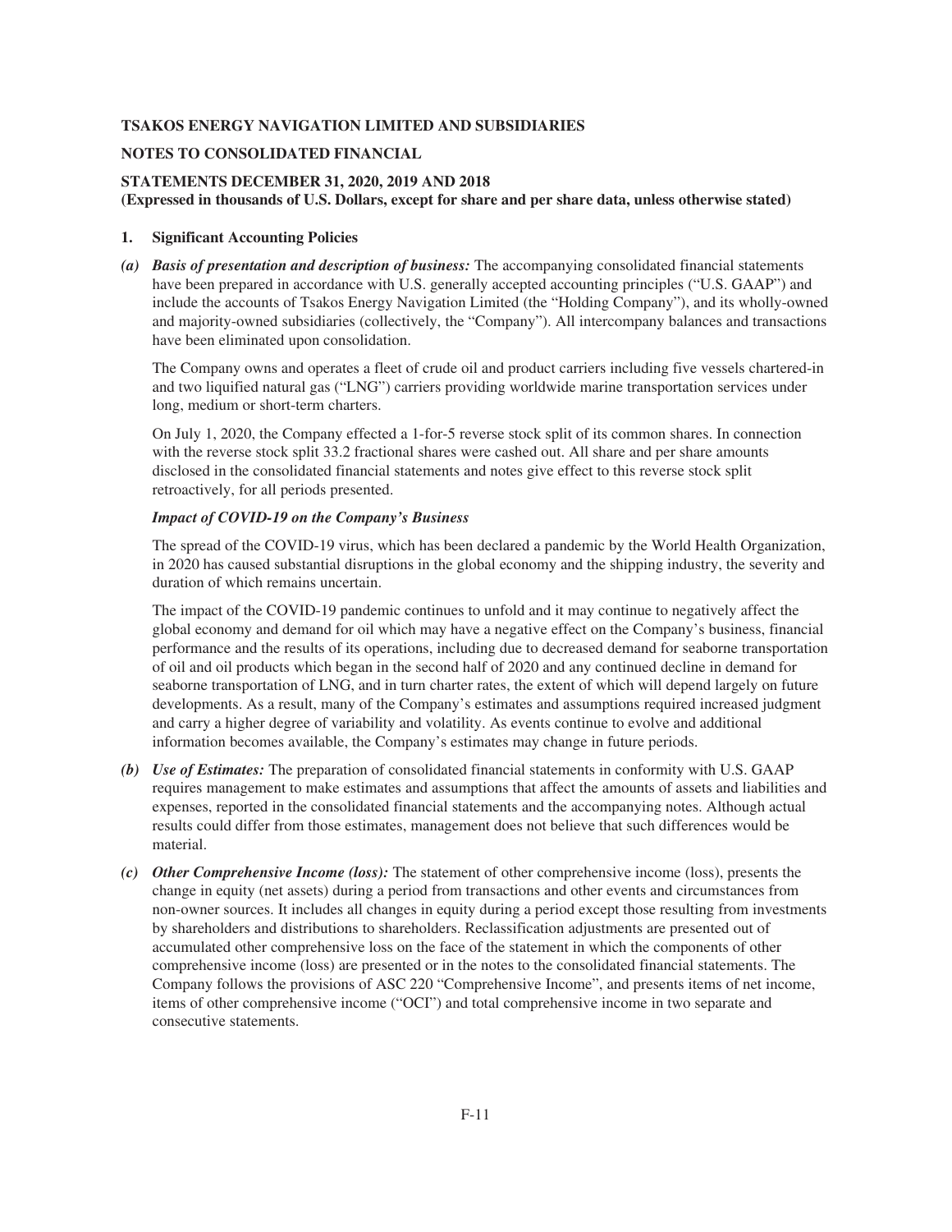**TSAKOS ENERGY NAVIGATION LIMITED AND SUBSIDIARIES**

**NOTES TO CONSOLIDATED FINANCIAL**

**STATEMENTS DECEMBER 31, 2020, 2019 AND 2018**
**(Expressed in thousands of U.S. Dollars, except for share and per share data, unless otherwise stated)**

## 1. Significant Accounting Policies

*(a)* ***Basis of presentation and description of business:*** The accompanying consolidated financial statements have been prepared in accordance with U.S. generally accepted accounting principles ("U.S. GAAP") and include the accounts of Tsakos Energy Navigation Limited (the "Holding Company"), and its wholly-owned and majority-owned subsidiaries (collectively, the "Company"). All intercompany balances and transactions have been eliminated upon consolidation.

The Company owns and operates a fleet of crude oil and product carriers including five vessels chartered-in and two liquified natural gas ("LNG") carriers providing worldwide marine transportation services under long, medium or short-term charters.

On July 1, 2020, the Company effected a 1-for-5 reverse stock split of its common shares. In connection with the reverse stock split 33.2 fractional shares were cashed out. All share and per share amounts disclosed in the consolidated financial statements and notes give effect to this reverse stock split retroactively, for all periods presented.

***Impact of COVID-19 on the Company's Business***

The spread of the COVID-19 virus, which has been declared a pandemic by the World Health Organization, in 2020 has caused substantial disruptions in the global economy and the shipping industry, the severity and duration of which remains uncertain.

The impact of the COVID-19 pandemic continues to unfold and it may continue to negatively affect the global economy and demand for oil which may have a negative effect on the Company's business, financial performance and the results of its operations, including due to decreased demand for seaborne transportation of oil and oil products which began in the second half of 2020 and any continued decline in demand for seaborne transportation of LNG, and in turn charter rates, the extent of which will depend largely on future developments. As a result, many of the Company's estimates and assumptions required increased judgment and carry a higher degree of variability and volatility. As events continue to evolve and additional information becomes available, the Company's estimates may change in future periods.

*(b)* ***Use of Estimates:*** The preparation of consolidated financial statements in conformity with U.S. GAAP requires management to make estimates and assumptions that affect the amounts of assets and liabilities and expenses, reported in the consolidated financial statements and the accompanying notes. Although actual results could differ from those estimates, management does not believe that such differences would be material.

*(c)* ***Other Comprehensive Income (loss):*** The statement of other comprehensive income (loss), presents the change in equity (net assets) during a period from transactions and other events and circumstances from non-owner sources. It includes all changes in equity during a period except those resulting from investments by shareholders and distributions to shareholders. Reclassification adjustments are presented out of accumulated other comprehensive loss on the face of the statement in which the components of other comprehensive income (loss) are presented or in the notes to the consolidated financial statements. The Company follows the provisions of ASC 220 "Comprehensive Income", and presents items of net income, items of other comprehensive income ("OCI") and total comprehensive income in two separate and consecutive statements.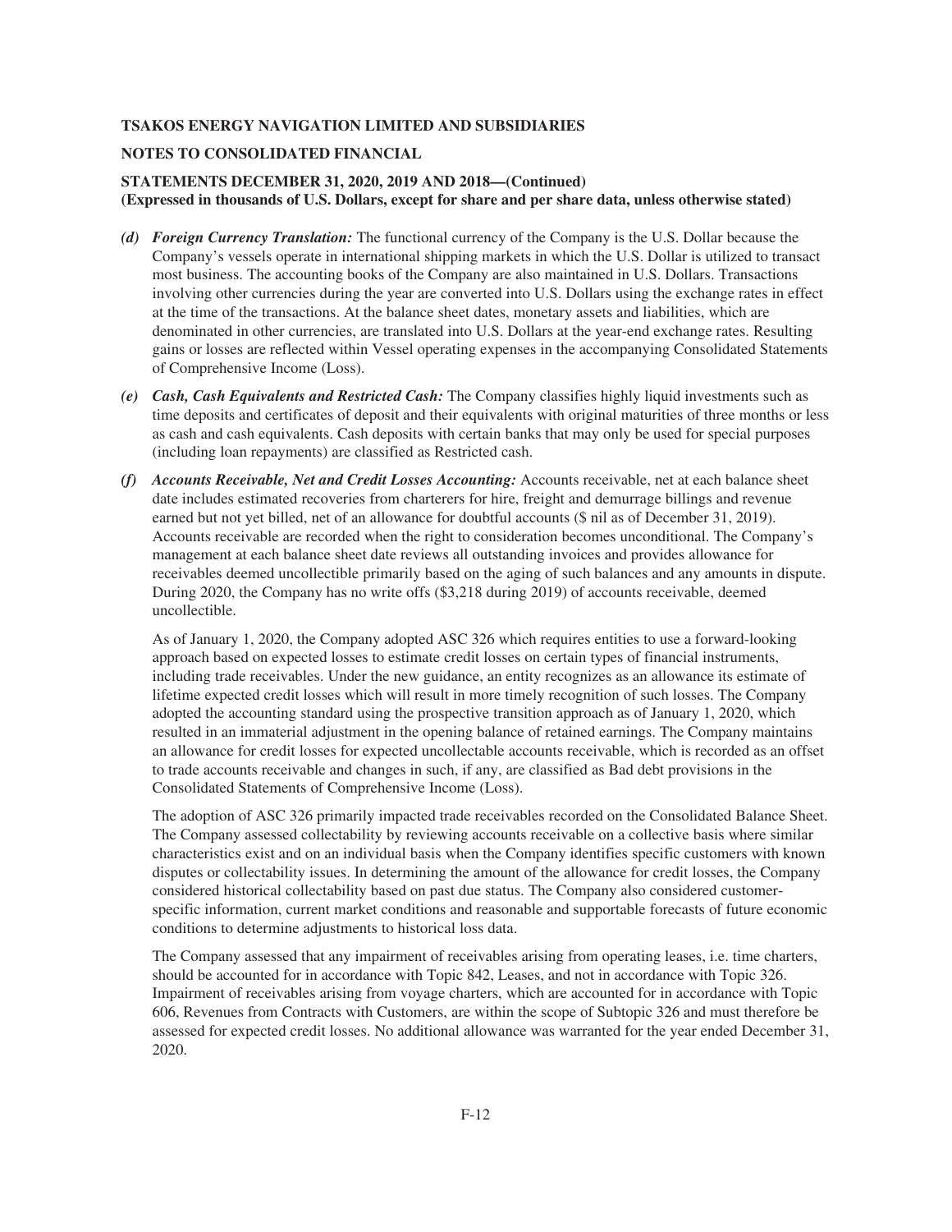- *(d)* ***Foreign Currency Translation:*** The functional currency of the Company is the U.S. Dollar because the Company's vessels operate in international shipping markets in which the U.S. Dollar is utilized to transact most business. The accounting books of the Company are also maintained in U.S. Dollars. Transactions involving other currencies during the year are converted into U.S. Dollars using the exchange rates in effect at the time of the transactions. At the balance sheet dates, monetary assets and liabilities, which are denominated in other currencies, are translated into U.S. Dollars at the year-end exchange rates. Resulting gains or losses are reflected within Vessel operating expenses in the accompanying Consolidated Statements of Comprehensive Income (Loss).

- *(e)* ***Cash, Cash Equivalents and Restricted Cash:*** The Company classifies highly liquid investments such as time deposits and certificates of deposit and their equivalents with original maturities of three months or less as cash and cash equivalents. Cash deposits with certain banks that may only be used for special purposes (including loan repayments) are classified as Restricted cash.

- *(f)* ***Accounts Receivable, Net and Credit Losses Accounting:*** Accounts receivable, net at each balance sheet date includes estimated recoveries from charterers for hire, freight and demurrage billings and revenue earned but not yet billed, net of an allowance for doubtful accounts ($ nil as of December 31, 2019). Accounts receivable are recorded when the right to consideration becomes unconditional. The Company's management at each balance sheet date reviews all outstanding invoices and provides allowance for receivables deemed uncollectible primarily based on the aging of such balances and any amounts in dispute. During 2020, the Company has no write offs ($3,218 during 2019) of accounts receivable, deemed uncollectible.

  As of January 1, 2020, the Company adopted ASC 326 which requires entities to use a forward-looking approach based on expected losses to estimate credit losses on certain types of financial instruments, including trade receivables. Under the new guidance, an entity recognizes as an allowance its estimate of lifetime expected credit losses which will result in more timely recognition of such losses. The Company adopted the accounting standard using the prospective transition approach as of January 1, 2020, which resulted in an immaterial adjustment in the opening balance of retained earnings. The Company maintains an allowance for credit losses for expected uncollectable accounts receivable, which is recorded as an offset to trade accounts receivable and changes in such, if any, are classified as Bad debt provisions in the Consolidated Statements of Comprehensive Income (Loss).

  The adoption of ASC 326 primarily impacted trade receivables recorded on the Consolidated Balance Sheet. The Company assessed collectability by reviewing accounts receivable on a collective basis where similar characteristics exist and on an individual basis when the Company identifies specific customers with known disputes or collectability issues. In determining the amount of the allowance for credit losses, the Company considered historical collectability based on past due status. The Company also considered customer-specific information, current market conditions and reasonable and supportable forecasts of future economic conditions to determine adjustments to historical loss data.

  The Company assessed that any impairment of receivables arising from operating leases, i.e. time charters, should be accounted for in accordance with Topic 842, Leases, and not in accordance with Topic 326. Impairment of receivables arising from voyage charters, which are accounted for in accordance with Topic 606, Revenues from Contracts with Customers, are within the scope of Subtopic 326 and must therefore be assessed for expected credit losses. No additional allowance was warranted for the year ended December 31, 2020.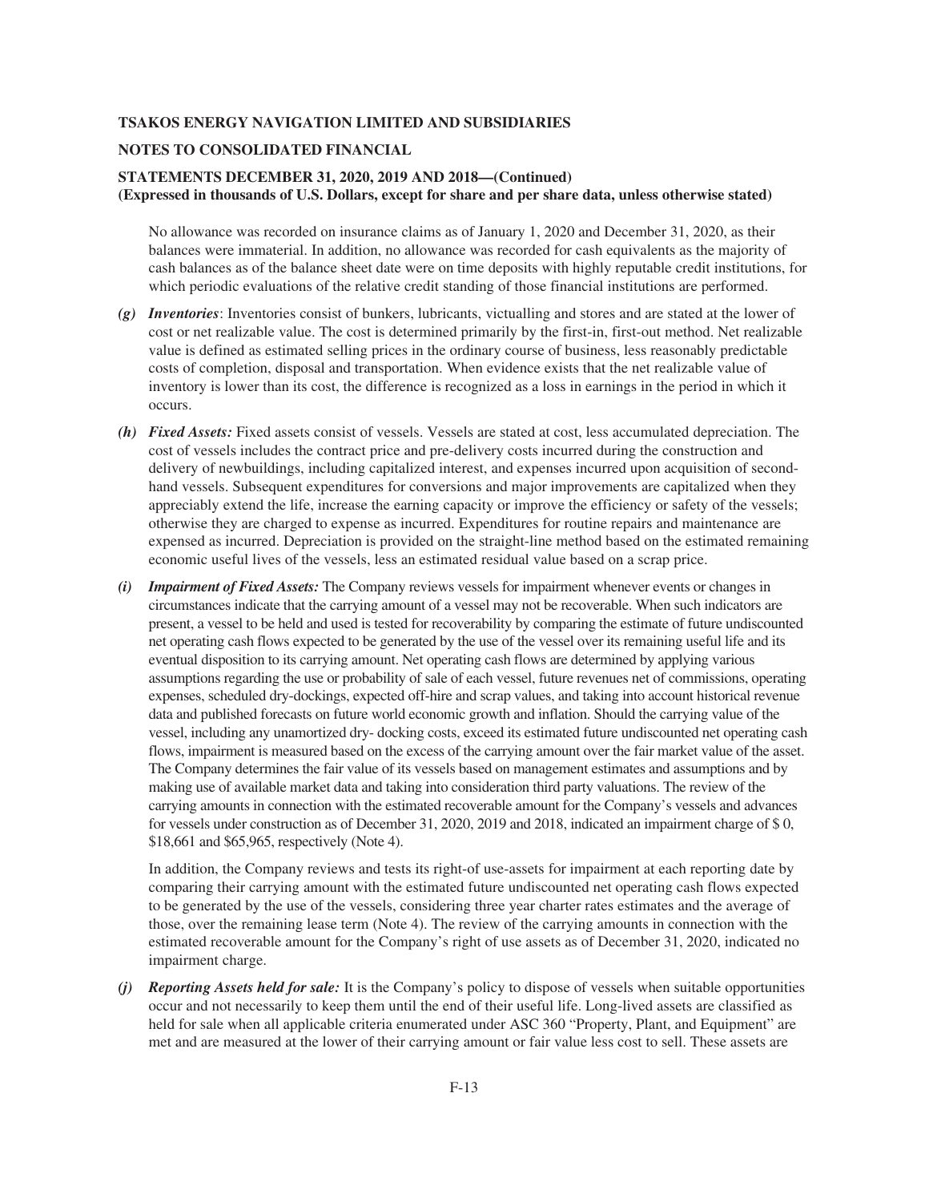No allowance was recorded on insurance claims as of January 1, 2020 and December 31, 2020, as their balances were immaterial. In addition, no allowance was recorded for cash equivalents as the majority of cash balances as of the balance sheet date were on time deposits with highly reputable credit institutions, for which periodic evaluations of the relative credit standing of those financial institutions are performed.

*(g)* ***Inventories***: Inventories consist of bunkers, lubricants, victualling and stores and are stated at the lower of cost or net realizable value. The cost is determined primarily by the first-in, first-out method. Net realizable value is defined as estimated selling prices in the ordinary course of business, less reasonably predictable costs of completion, disposal and transportation. When evidence exists that the net realizable value of inventory is lower than its cost, the difference is recognized as a loss in earnings in the period in which it occurs.

*(h)* ***Fixed Assets:*** Fixed assets consist of vessels. Vessels are stated at cost, less accumulated depreciation. The cost of vessels includes the contract price and pre-delivery costs incurred during the construction and delivery of newbuildings, including capitalized interest, and expenses incurred upon acquisition of second-hand vessels. Subsequent expenditures for conversions and major improvements are capitalized when they appreciably extend the life, increase the earning capacity or improve the efficiency or safety of the vessels; otherwise they are charged to expense as incurred. Expenditures for routine repairs and maintenance are expensed as incurred. Depreciation is provided on the straight-line method based on the estimated remaining economic useful lives of the vessels, less an estimated residual value based on a scrap price.

*(i)* ***Impairment of Fixed Assets:*** The Company reviews vessels for impairment whenever events or changes in circumstances indicate that the carrying amount of a vessel may not be recoverable. When such indicators are present, a vessel to be held and used is tested for recoverability by comparing the estimate of future undiscounted net operating cash flows expected to be generated by the use of the vessel over its remaining useful life and its eventual disposition to its carrying amount. Net operating cash flows are determined by applying various assumptions regarding the use or probability of sale of each vessel, future revenues net of commissions, operating expenses, scheduled dry-dockings, expected off-hire and scrap values, and taking into account historical revenue data and published forecasts on future world economic growth and inflation. Should the carrying value of the vessel, including any unamortized dry- docking costs, exceed its estimated future undiscounted net operating cash flows, impairment is measured based on the excess of the carrying amount over the fair market value of the asset. The Company determines the fair value of its vessels based on management estimates and assumptions and by making use of available market data and taking into consideration third party valuations. The review of the carrying amounts in connection with the estimated recoverable amount for the Company's vessels and advances for vessels under construction as of December 31, 2020, 2019 and 2018, indicated an impairment charge of $ 0, $18,661 and $65,965, respectively (Note 4).

In addition, the Company reviews and tests its right-of use-assets for impairment at each reporting date by comparing their carrying amount with the estimated future undiscounted net operating cash flows expected to be generated by the use of the vessels, considering three year charter rates estimates and the average of those, over the remaining lease term (Note 4). The review of the carrying amounts in connection with the estimated recoverable amount for the Company's right of use assets as of December 31, 2020, indicated no impairment charge.

*(j)* ***Reporting Assets held for sale:*** It is the Company's policy to dispose of vessels when suitable opportunities occur and not necessarily to keep them until the end of their useful life. Long-lived assets are classified as held for sale when all applicable criteria enumerated under ASC 360 "Property, Plant, and Equipment" are met and are measured at the lower of their carrying amount or fair value less cost to sell. These assets are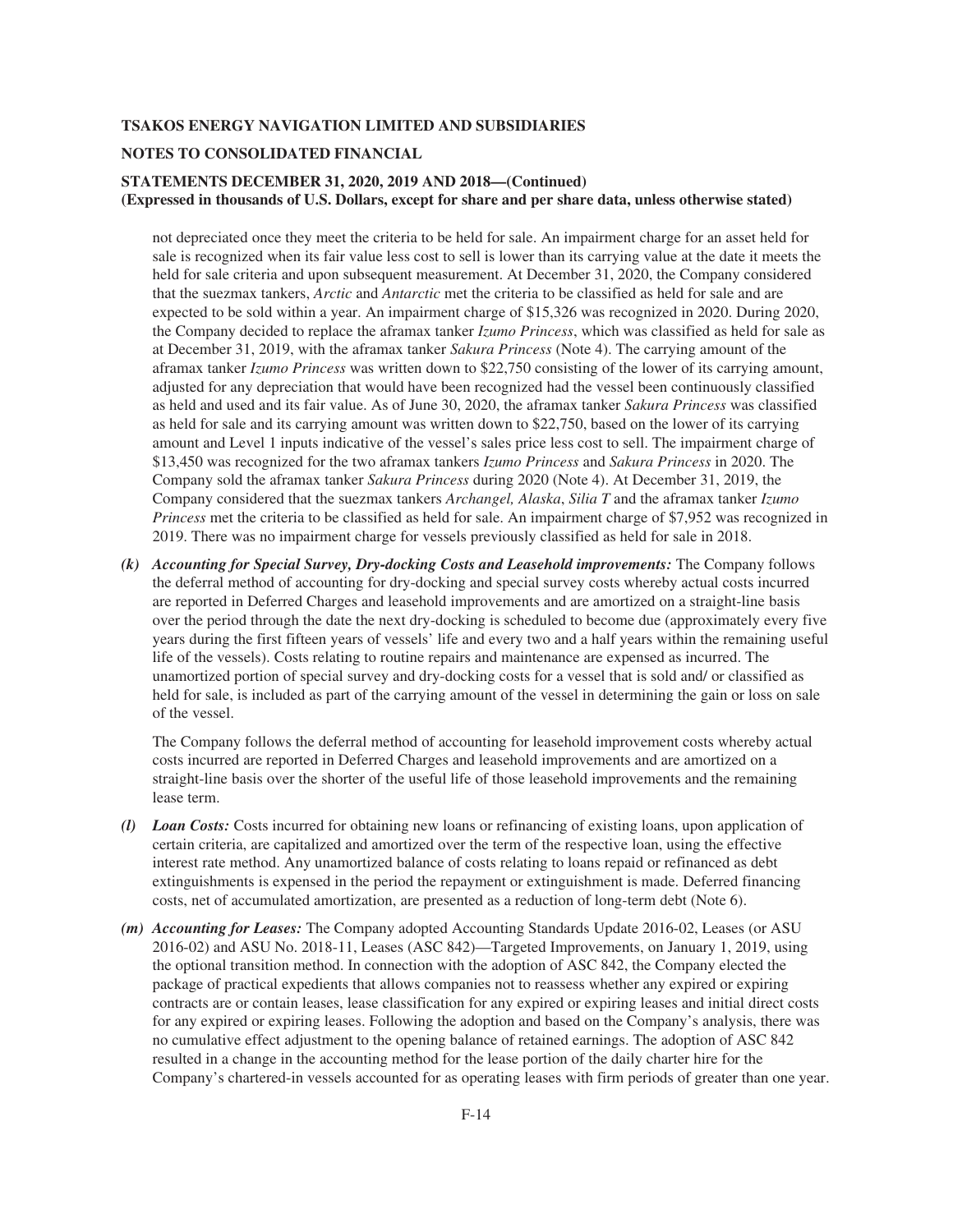not depreciated once they meet the criteria to be held for sale. An impairment charge for an asset held for sale is recognized when its fair value less cost to sell is lower than its carrying value at the date it meets the held for sale criteria and upon subsequent measurement. At December 31, 2020, the Company considered that the suezmax tankers, *Arctic* and *Antarctic* met the criteria to be classified as held for sale and are expected to be sold within a year. An impairment charge of $15,326 was recognized in 2020. During 2020, the Company decided to replace the aframax tanker *Izumo Princess*, which was classified as held for sale as at December 31, 2019, with the aframax tanker *Sakura Princess* (Note 4). The carrying amount of the aframax tanker *Izumo Princess* was written down to $22,750 consisting of the lower of its carrying amount, adjusted for any depreciation that would have been recognized had the vessel been continuously classified as held and used and its fair value. As of June 30, 2020, the aframax tanker *Sakura Princess* was classified as held for sale and its carrying amount was written down to $22,750, based on the lower of its carrying amount and Level 1 inputs indicative of the vessel's sales price less cost to sell. The impairment charge of $13,450 was recognized for the two aframax tankers *Izumo Princess* and *Sakura Princess* in 2020. The Company sold the aframax tanker *Sakura Princess* during 2020 (Note 4). At December 31, 2019, the Company considered that the suezmax tankers *Archangel, Alaska*, *Silia T* and the aframax tanker *Izumo Princess* met the criteria to be classified as held for sale. An impairment charge of $7,952 was recognized in 2019. There was no impairment charge for vessels previously classified as held for sale in 2018.

***(k) Accounting for Special Survey, Dry-docking Costs and Leasehold improvements:*** The Company follows the deferral method of accounting for dry-docking and special survey costs whereby actual costs incurred are reported in Deferred Charges and leasehold improvements and are amortized on a straight-line basis over the period through the date the next dry-docking is scheduled to become due (approximately every five years during the first fifteen years of vessels' life and every two and a half years within the remaining useful life of the vessels). Costs relating to routine repairs and maintenance are expensed as incurred. The unamortized portion of special survey and dry-docking costs for a vessel that is sold and/ or classified as held for sale, is included as part of the carrying amount of the vessel in determining the gain or loss on sale of the vessel.

The Company follows the deferral method of accounting for leasehold improvement costs whereby actual costs incurred are reported in Deferred Charges and leasehold improvements and are amortized on a straight-line basis over the shorter of the useful life of those leasehold improvements and the remaining lease term.

***(l) Loan Costs:*** Costs incurred for obtaining new loans or refinancing of existing loans, upon application of certain criteria, are capitalized and amortized over the term of the respective loan, using the effective interest rate method. Any unamortized balance of costs relating to loans repaid or refinanced as debt extinguishments is expensed in the period the repayment or extinguishment is made. Deferred financing costs, net of accumulated amortization, are presented as a reduction of long-term debt (Note 6).

***(m) Accounting for Leases:*** The Company adopted Accounting Standards Update 2016-02, Leases (or ASU 2016-02) and ASU No. 2018-11, Leases (ASC 842)—Targeted Improvements, on January 1, 2019, using the optional transition method. In connection with the adoption of ASC 842, the Company elected the package of practical expedients that allows companies not to reassess whether any expired or expiring contracts are or contain leases, lease classification for any expired or expiring leases and initial direct costs for any expired or expiring leases. Following the adoption and based on the Company's analysis, there was no cumulative effect adjustment to the opening balance of retained earnings. The adoption of ASC 842 resulted in a change in the accounting method for the lease portion of the daily charter hire for the Company's chartered-in vessels accounted for as operating leases with firm periods of greater than one year.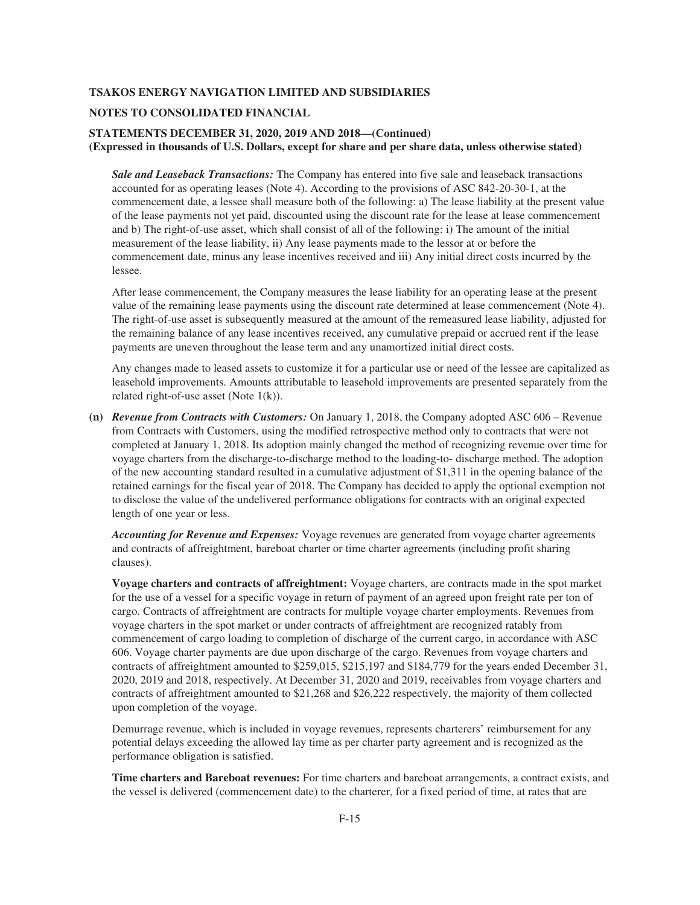***Sale and Leaseback Transactions:*** The Company has entered into five sale and leaseback transactions accounted for as operating leases (Note 4). According to the provisions of ASC 842-20-30-1, at the commencement date, a lessee shall measure both of the following: a) The lease liability at the present value of the lease payments not yet paid, discounted using the discount rate for the lease at lease commencement and b) The right-of-use asset, which shall consist of all of the following: i) The amount of the initial measurement of the lease liability, ii) Any lease payments made to the lessor at or before the commencement date, minus any lease incentives received and iii) Any initial direct costs incurred by the lessee.

After lease commencement, the Company measures the lease liability for an operating lease at the present value of the remaining lease payments using the discount rate determined at lease commencement (Note 4). The right-of-use asset is subsequently measured at the amount of the remeasured lease liability, adjusted for the remaining balance of any lease incentives received, any cumulative prepaid or accrued rent if the lease payments are uneven throughout the lease term and any unamortized initial direct costs.

Any changes made to leased assets to customize it for a particular use or need of the lessee are capitalized as leasehold improvements. Amounts attributable to leasehold improvements are presented separately from the related right-of-use asset (Note 1(k)).

**(n)** ***Revenue from Contracts with Customers:*** On January 1, 2018, the Company adopted ASC 606 – Revenue from Contracts with Customers, using the modified retrospective method only to contracts that were not completed at January 1, 2018. Its adoption mainly changed the method of recognizing revenue over time for voyage charters from the discharge-to-discharge method to the loading-to- discharge method. The adoption of the new accounting standard resulted in a cumulative adjustment of $1,311 in the opening balance of the retained earnings for the fiscal year of 2018. The Company has decided to apply the optional exemption not to disclose the value of the undelivered performance obligations for contracts with an original expected length of one year or less.

***Accounting for Revenue and Expenses:*** Voyage revenues are generated from voyage charter agreements and contracts of affreightment, bareboat charter or time charter agreements (including profit sharing clauses).

**Voyage charters and contracts of affreightment:** Voyage charters, are contracts made in the spot market for the use of a vessel for a specific voyage in return of payment of an agreed upon freight rate per ton of cargo. Contracts of affreightment are contracts for multiple voyage charter employments. Revenues from voyage charters in the spot market or under contracts of affreightment are recognized ratably from commencement of cargo loading to completion of discharge of the current cargo, in accordance with ASC 606. Voyage charter payments are due upon discharge of the cargo. Revenues from voyage charters and contracts of affreightment amounted to $259,015, $215,197 and $184,779 for the years ended December 31, 2020, 2019 and 2018, respectively. At December 31, 2020 and 2019, receivables from voyage charters and contracts of affreightment amounted to $21,268 and $26,222 respectively, the majority of them collected upon completion of the voyage.

Demurrage revenue, which is included in voyage revenues, represents charterers' reimbursement for any potential delays exceeding the allowed lay time as per charter party agreement and is recognized as the performance obligation is satisfied.

**Time charters and Bareboat revenues:** For time charters and bareboat arrangements, a contract exists, and the vessel is delivered (commencement date) to the charterer, for a fixed period of time, at rates that are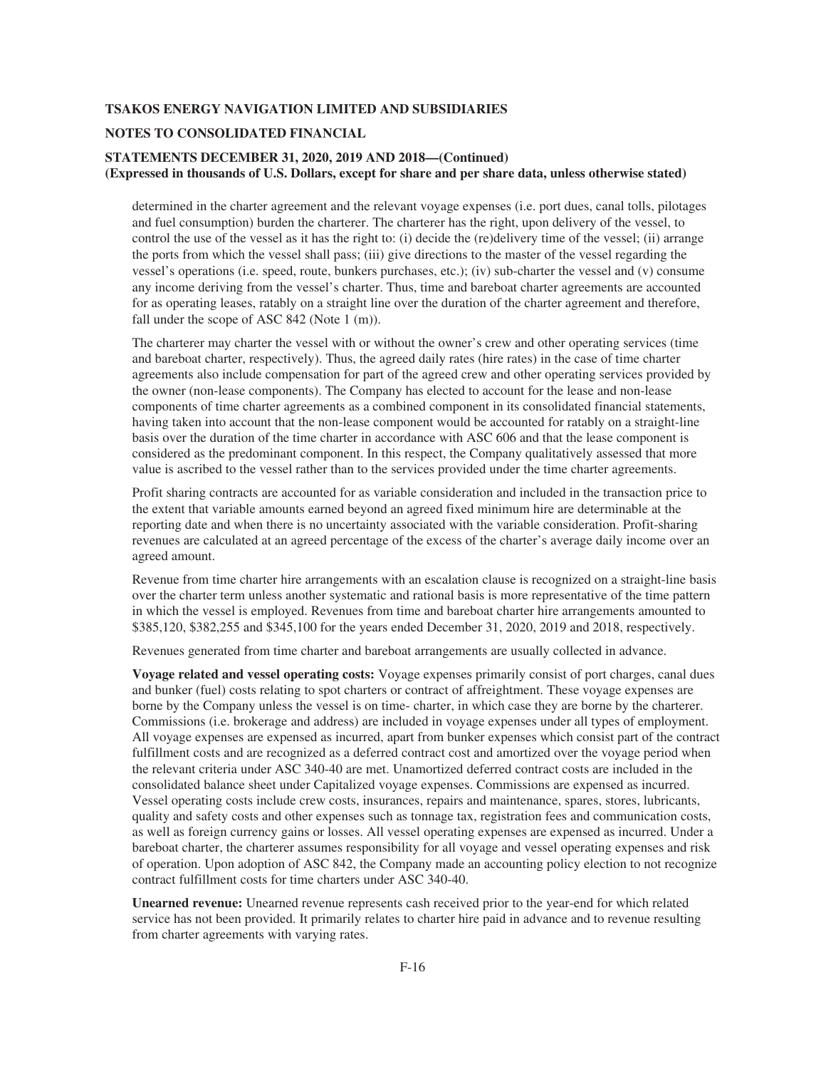determined in the charter agreement and the relevant voyage expenses (i.e. port dues, canal tolls, pilotages and fuel consumption) burden the charterer. The charterer has the right, upon delivery of the vessel, to control the use of the vessel as it has the right to: (i) decide the (re)delivery time of the vessel; (ii) arrange the ports from which the vessel shall pass; (iii) give directions to the master of the vessel regarding the vessel's operations (i.e. speed, route, bunkers purchases, etc.); (iv) sub-charter the vessel and (v) consume any income deriving from the vessel's charter. Thus, time and bareboat charter agreements are accounted for as operating leases, ratably on a straight line over the duration of the charter agreement and therefore, fall under the scope of ASC 842 (Note 1 (m)).

The charterer may charter the vessel with or without the owner's crew and other operating services (time and bareboat charter, respectively). Thus, the agreed daily rates (hire rates) in the case of time charter agreements also include compensation for part of the agreed crew and other operating services provided by the owner (non-lease components). The Company has elected to account for the lease and non-lease components of time charter agreements as a combined component in its consolidated financial statements, having taken into account that the non-lease component would be accounted for ratably on a straight-line basis over the duration of the time charter in accordance with ASC 606 and that the lease component is considered as the predominant component. In this respect, the Company qualitatively assessed that more value is ascribed to the vessel rather than to the services provided under the time charter agreements.

Profit sharing contracts are accounted for as variable consideration and included in the transaction price to the extent that variable amounts earned beyond an agreed fixed minimum hire are determinable at the reporting date and when there is no uncertainty associated with the variable consideration. Profit-sharing revenues are calculated at an agreed percentage of the excess of the charter's average daily income over an agreed amount.

Revenue from time charter hire arrangements with an escalation clause is recognized on a straight-line basis over the charter term unless another systematic and rational basis is more representative of the time pattern in which the vessel is employed. Revenues from time and bareboat charter hire arrangements amounted to $385,120, $382,255 and $345,100 for the years ended December 31, 2020, 2019 and 2018, respectively.

Revenues generated from time charter and bareboat arrangements are usually collected in advance.

**Voyage related and vessel operating costs:** Voyage expenses primarily consist of port charges, canal dues and bunker (fuel) costs relating to spot charters or contract of affreightment. These voyage expenses are borne by the Company unless the vessel is on time- charter, in which case they are borne by the charterer. Commissions (i.e. brokerage and address) are included in voyage expenses under all types of employment. All voyage expenses are expensed as incurred, apart from bunker expenses which consist part of the contract fulfillment costs and are recognized as a deferred contract cost and amortized over the voyage period when the relevant criteria under ASC 340-40 are met. Unamortized deferred contract costs are included in the consolidated balance sheet under Capitalized voyage expenses. Commissions are expensed as incurred. Vessel operating costs include crew costs, insurances, repairs and maintenance, spares, stores, lubricants, quality and safety costs and other expenses such as tonnage tax, registration fees and communication costs, as well as foreign currency gains or losses. All vessel operating expenses are expensed as incurred. Under a bareboat charter, the charterer assumes responsibility for all voyage and vessel operating expenses and risk of operation. Upon adoption of ASC 842, the Company made an accounting policy election to not recognize contract fulfillment costs for time charters under ASC 340-40.

**Unearned revenue:** Unearned revenue represents cash received prior to the year-end for which related service has not been provided. It primarily relates to charter hire paid in advance and to revenue resulting from charter agreements with varying rates.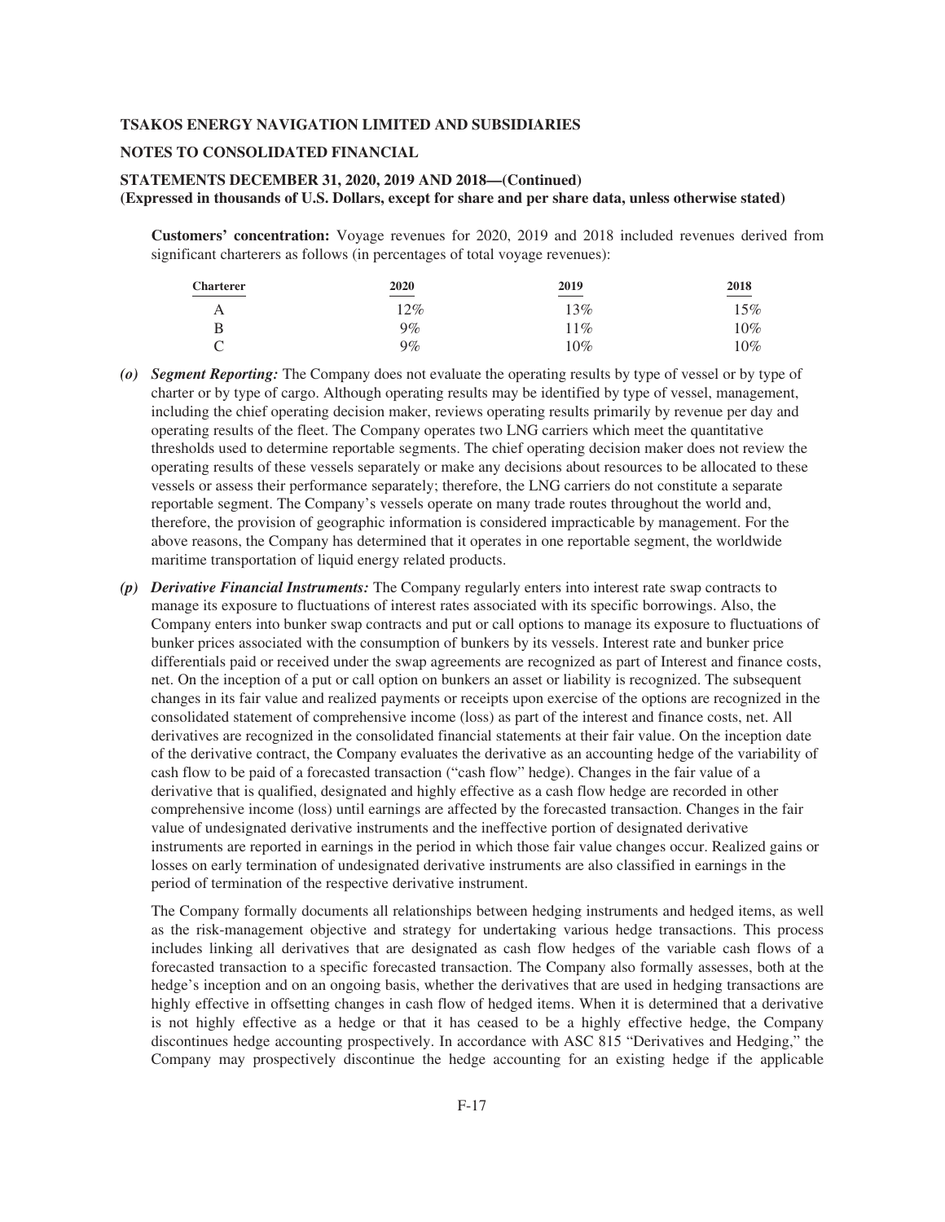**Customers' concentration:** Voyage revenues for 2020, 2019 and 2018 included revenues derived from significant charterers as follows (in percentages of total voyage revenues):

| Charterer | 2020 | 2019 | 2018 |
|---|---|---|---|
| A | 12% | 13% | 15% |
| B | 9% | 11% | 10% |
| C | 9% | 10% | 10% |

*(o)* ***Segment Reporting:*** The Company does not evaluate the operating results by type of vessel or by type of charter or by type of cargo. Although operating results may be identified by type of vessel, management, including the chief operating decision maker, reviews operating results primarily by revenue per day and operating results of the fleet. The Company operates two LNG carriers which meet the quantitative thresholds used to determine reportable segments. The chief operating decision maker does not review the operating results of these vessels separately or make any decisions about resources to be allocated to these vessels or assess their performance separately; therefore, the LNG carriers do not constitute a separate reportable segment. The Company's vessels operate on many trade routes throughout the world and, therefore, the provision of geographic information is considered impracticable by management. For the above reasons, the Company has determined that it operates in one reportable segment, the worldwide maritime transportation of liquid energy related products.

*(p)* ***Derivative Financial Instruments:*** The Company regularly enters into interest rate swap contracts to manage its exposure to fluctuations of interest rates associated with its specific borrowings. Also, the Company enters into bunker swap contracts and put or call options to manage its exposure to fluctuations of bunker prices associated with the consumption of bunkers by its vessels. Interest rate and bunker price differentials paid or received under the swap agreements are recognized as part of Interest and finance costs, net. On the inception of a put or call option on bunkers an asset or liability is recognized. The subsequent changes in its fair value and realized payments or receipts upon exercise of the options are recognized in the consolidated statement of comprehensive income (loss) as part of the interest and finance costs, net. All derivatives are recognized in the consolidated financial statements at their fair value. On the inception date of the derivative contract, the Company evaluates the derivative as an accounting hedge of the variability of cash flow to be paid of a forecasted transaction ("cash flow" hedge). Changes in the fair value of a derivative that is qualified, designated and highly effective as a cash flow hedge are recorded in other comprehensive income (loss) until earnings are affected by the forecasted transaction. Changes in the fair value of undesignated derivative instruments and the ineffective portion of designated derivative instruments are reported in earnings in the period in which those fair value changes occur. Realized gains or losses on early termination of undesignated derivative instruments are also classified in earnings in the period of termination of the respective derivative instrument.

The Company formally documents all relationships between hedging instruments and hedged items, as well as the risk-management objective and strategy for undertaking various hedge transactions. This process includes linking all derivatives that are designated as cash flow hedges of the variable cash flows of a forecasted transaction to a specific forecasted transaction. The Company also formally assesses, both at the hedge's inception and on an ongoing basis, whether the derivatives that are used in hedging transactions are highly effective in offsetting changes in cash flow of hedged items. When it is determined that a derivative is not highly effective as a hedge or that it has ceased to be a highly effective hedge, the Company discontinues hedge accounting prospectively. In accordance with ASC 815 "Derivatives and Hedging," the Company may prospectively discontinue the hedge accounting for an existing hedge if the applicable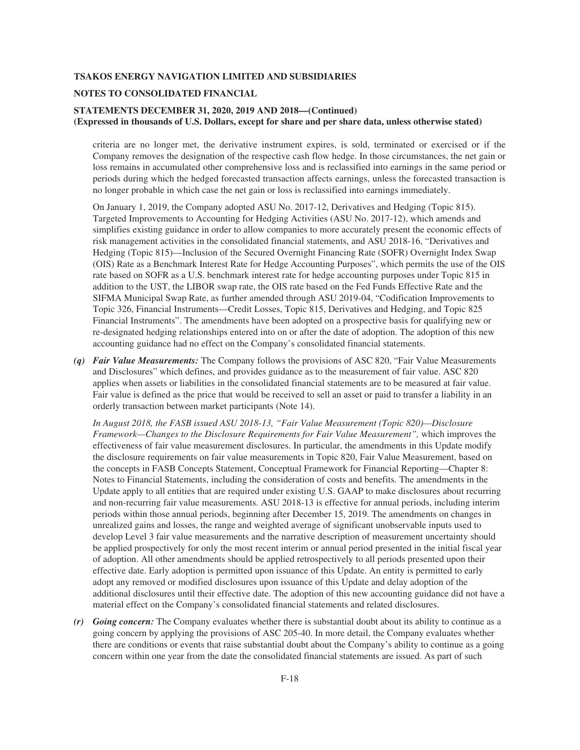criteria are no longer met, the derivative instrument expires, is sold, terminated or exercised or if the Company removes the designation of the respective cash flow hedge. In those circumstances, the net gain or loss remains in accumulated other comprehensive loss and is reclassified into earnings in the same period or periods during which the hedged forecasted transaction affects earnings, unless the forecasted transaction is no longer probable in which case the net gain or loss is reclassified into earnings immediately.

On January 1, 2019, the Company adopted ASU No. 2017-12, Derivatives and Hedging (Topic 815). Targeted Improvements to Accounting for Hedging Activities (ASU No. 2017-12), which amends and simplifies existing guidance in order to allow companies to more accurately present the economic effects of risk management activities in the consolidated financial statements, and ASU 2018-16, "Derivatives and Hedging (Topic 815)—Inclusion of the Secured Overnight Financing Rate (SOFR) Overnight Index Swap (OIS) Rate as a Benchmark Interest Rate for Hedge Accounting Purposes", which permits the use of the OIS rate based on SOFR as a U.S. benchmark interest rate for hedge accounting purposes under Topic 815 in addition to the UST, the LIBOR swap rate, the OIS rate based on the Fed Funds Effective Rate and the SIFMA Municipal Swap Rate, as further amended through ASU 2019-04, "Codification Improvements to Topic 326, Financial Instruments—Credit Losses, Topic 815, Derivatives and Hedging, and Topic 825 Financial Instruments". The amendments have been adopted on a prospective basis for qualifying new or re-designated hedging relationships entered into on or after the date of adoption. The adoption of this new accounting guidance had no effect on the Company's consolidated financial statements.

***(q) Fair Value Measurements:*** The Company follows the provisions of ASC 820, "Fair Value Measurements and Disclosures" which defines, and provides guidance as to the measurement of fair value. ASC 820 applies when assets or liabilities in the consolidated financial statements are to be measured at fair value. Fair value is defined as the price that would be received to sell an asset or paid to transfer a liability in an orderly transaction between market participants (Note 14).

*In August 2018, the FASB issued ASU 2018-13, "Fair Value Measurement (Topic 820)—Disclosure Framework—Changes to the Disclosure Requirements for Fair Value Measurement",* which improves the effectiveness of fair value measurement disclosures. In particular, the amendments in this Update modify the disclosure requirements on fair value measurements in Topic 820, Fair Value Measurement, based on the concepts in FASB Concepts Statement, Conceptual Framework for Financial Reporting—Chapter 8: Notes to Financial Statements, including the consideration of costs and benefits. The amendments in the Update apply to all entities that are required under existing U.S. GAAP to make disclosures about recurring and non-recurring fair value measurements. ASU 2018-13 is effective for annual periods, including interim periods within those annual periods, beginning after December 15, 2019. The amendments on changes in unrealized gains and losses, the range and weighted average of significant unobservable inputs used to develop Level 3 fair value measurements and the narrative description of measurement uncertainty should be applied prospectively for only the most recent interim or annual period presented in the initial fiscal year of adoption. All other amendments should be applied retrospectively to all periods presented upon their effective date. Early adoption is permitted upon issuance of this Update. An entity is permitted to early adopt any removed or modified disclosures upon issuance of this Update and delay adoption of the additional disclosures until their effective date. The adoption of this new accounting guidance did not have a material effect on the Company's consolidated financial statements and related disclosures.

***(r) Going concern:*** The Company evaluates whether there is substantial doubt about its ability to continue as a going concern by applying the provisions of ASC 205-40. In more detail, the Company evaluates whether there are conditions or events that raise substantial doubt about the Company's ability to continue as a going concern within one year from the date the consolidated financial statements are issued. As part of such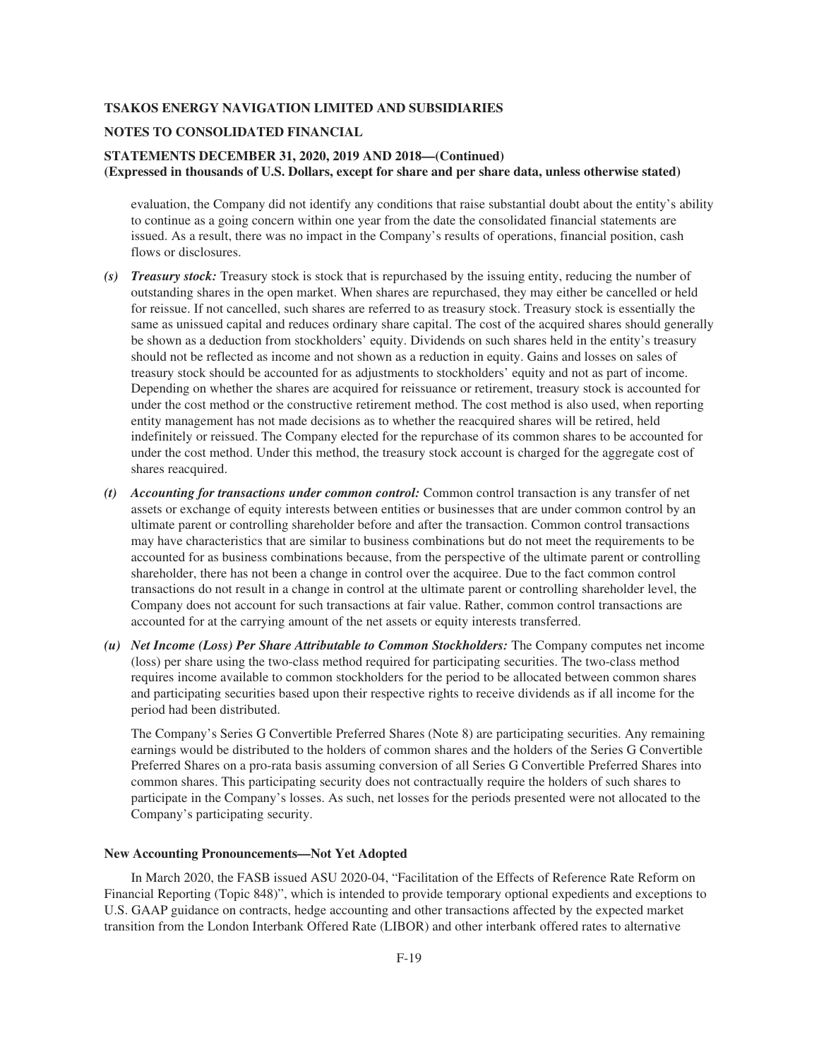evaluation, the Company did not identify any conditions that raise substantial doubt about the entity's ability to continue as a going concern within one year from the date the consolidated financial statements are issued. As a result, there was no impact in the Company's results of operations, financial position, cash flows or disclosures.

*(s)* ***Treasury stock:*** Treasury stock is stock that is repurchased by the issuing entity, reducing the number of outstanding shares in the open market. When shares are repurchased, they may either be cancelled or held for reissue. If not cancelled, such shares are referred to as treasury stock. Treasury stock is essentially the same as unissued capital and reduces ordinary share capital. The cost of the acquired shares should generally be shown as a deduction from stockholders' equity. Dividends on such shares held in the entity's treasury should not be reflected as income and not shown as a reduction in equity. Gains and losses on sales of treasury stock should be accounted for as adjustments to stockholders' equity and not as part of income. Depending on whether the shares are acquired for reissuance or retirement, treasury stock is accounted for under the cost method or the constructive retirement method. The cost method is also used, when reporting entity management has not made decisions as to whether the reacquired shares will be retired, held indefinitely or reissued. The Company elected for the repurchase of its common shares to be accounted for under the cost method. Under this method, the treasury stock account is charged for the aggregate cost of shares reacquired.

*(t)* ***Accounting for transactions under common control:*** Common control transaction is any transfer of net assets or exchange of equity interests between entities or businesses that are under common control by an ultimate parent or controlling shareholder before and after the transaction. Common control transactions may have characteristics that are similar to business combinations but do not meet the requirements to be accounted for as business combinations because, from the perspective of the ultimate parent or controlling shareholder, there has not been a change in control over the acquiree. Due to the fact common control transactions do not result in a change in control at the ultimate parent or controlling shareholder level, the Company does not account for such transactions at fair value. Rather, common control transactions are accounted for at the carrying amount of the net assets or equity interests transferred.

*(u)* ***Net Income (Loss) Per Share Attributable to Common Stockholders:*** The Company computes net income (loss) per share using the two-class method required for participating securities. The two-class method requires income available to common stockholders for the period to be allocated between common shares and participating securities based upon their respective rights to receive dividends as if all income for the period had been distributed.

The Company's Series G Convertible Preferred Shares (Note 8) are participating securities. Any remaining earnings would be distributed to the holders of common shares and the holders of the Series G Convertible Preferred Shares on a pro-rata basis assuming conversion of all Series G Convertible Preferred Shares into common shares. This participating security does not contractually require the holders of such shares to participate in the Company's losses. As such, net losses for the periods presented were not allocated to the Company's participating security.

**New Accounting Pronouncements—Not Yet Adopted**

In March 2020, the FASB issued ASU 2020-04, "Facilitation of the Effects of Reference Rate Reform on Financial Reporting (Topic 848)", which is intended to provide temporary optional expedients and exceptions to U.S. GAAP guidance on contracts, hedge accounting and other transactions affected by the expected market transition from the London Interbank Offered Rate (LIBOR) and other interbank offered rates to alternative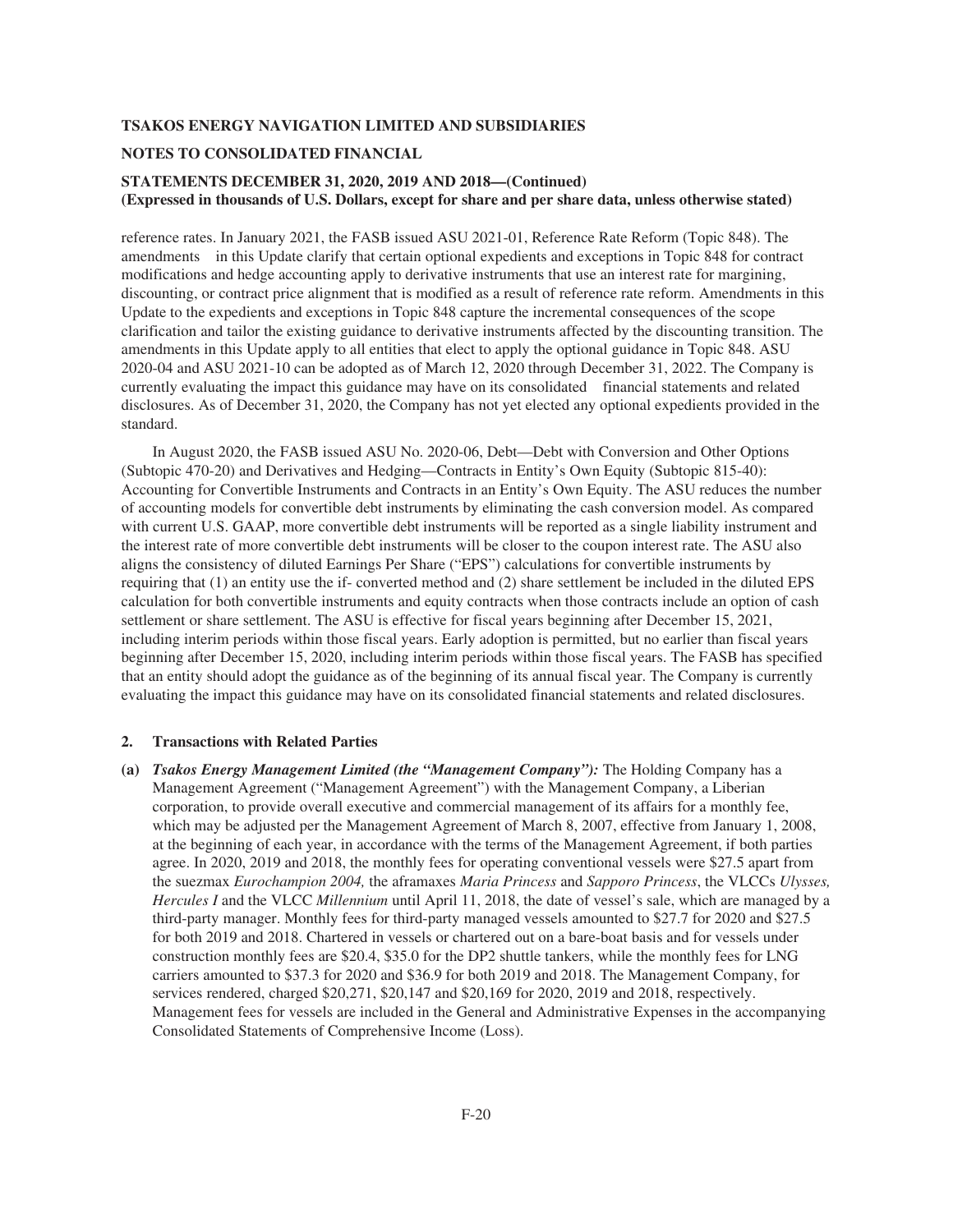reference rates. In January 2021, the FASB issued ASU 2021-01, Reference Rate Reform (Topic 848). The amendments in this Update clarify that certain optional expedients and exceptions in Topic 848 for contract modifications and hedge accounting apply to derivative instruments that use an interest rate for margining, discounting, or contract price alignment that is modified as a result of reference rate reform. Amendments in this Update to the expedients and exceptions in Topic 848 capture the incremental consequences of the scope clarification and tailor the existing guidance to derivative instruments affected by the discounting transition. The amendments in this Update apply to all entities that elect to apply the optional guidance in Topic 848. ASU 2020-04 and ASU 2021-10 can be adopted as of March 12, 2020 through December 31, 2022. The Company is currently evaluating the impact this guidance may have on its consolidated financial statements and related disclosures. As of December 31, 2020, the Company has not yet elected any optional expedients provided in the standard.

In August 2020, the FASB issued ASU No. 2020-06, Debt—Debt with Conversion and Other Options (Subtopic 470-20) and Derivatives and Hedging—Contracts in Entity's Own Equity (Subtopic 815-40): Accounting for Convertible Instruments and Contracts in an Entity's Own Equity. The ASU reduces the number of accounting models for convertible debt instruments by eliminating the cash conversion model. As compared with current U.S. GAAP, more convertible debt instruments will be reported as a single liability instrument and the interest rate of more convertible debt instruments will be closer to the coupon interest rate. The ASU also aligns the consistency of diluted Earnings Per Share ("EPS") calculations for convertible instruments by requiring that (1) an entity use the if- converted method and (2) share settlement be included in the diluted EPS calculation for both convertible instruments and equity contracts when those contracts include an option of cash settlement or share settlement. The ASU is effective for fiscal years beginning after December 15, 2021, including interim periods within those fiscal years. Early adoption is permitted, but no earlier than fiscal years beginning after December 15, 2020, including interim periods within those fiscal years. The FASB has specified that an entity should adopt the guidance as of the beginning of its annual fiscal year. The Company is currently evaluating the impact this guidance may have on its consolidated financial statements and related disclosures.

## 2. Transactions with Related Parties

**(a)** ***Tsakos Energy Management Limited (the "Management Company"):*** The Holding Company has a Management Agreement ("Management Agreement") with the Management Company, a Liberian corporation, to provide overall executive and commercial management of its affairs for a monthly fee, which may be adjusted per the Management Agreement of March 8, 2007, effective from January 1, 2008, at the beginning of each year, in accordance with the terms of the Management Agreement, if both parties agree. In 2020, 2019 and 2018, the monthly fees for operating conventional vessels were $27.5 apart from the suezmax *Eurochampion 2004,* the aframaxes *Maria Princess* and *Sapporo Princess*, the VLCCs *Ulysses, Hercules I* and the VLCC *Millennium* until April 11, 2018, the date of vessel's sale, which are managed by a third-party manager. Monthly fees for third-party managed vessels amounted to $27.7 for 2020 and $27.5 for both 2019 and 2018. Chartered in vessels or chartered out on a bare-boat basis and for vessels under construction monthly fees are $20.4, $35.0 for the DP2 shuttle tankers, while the monthly fees for LNG carriers amounted to $37.3 for 2020 and $36.9 for both 2019 and 2018. The Management Company, for services rendered, charged $20,271, $20,147 and $20,169 for 2020, 2019 and 2018, respectively. Management fees for vessels are included in the General and Administrative Expenses in the accompanying Consolidated Statements of Comprehensive Income (Loss).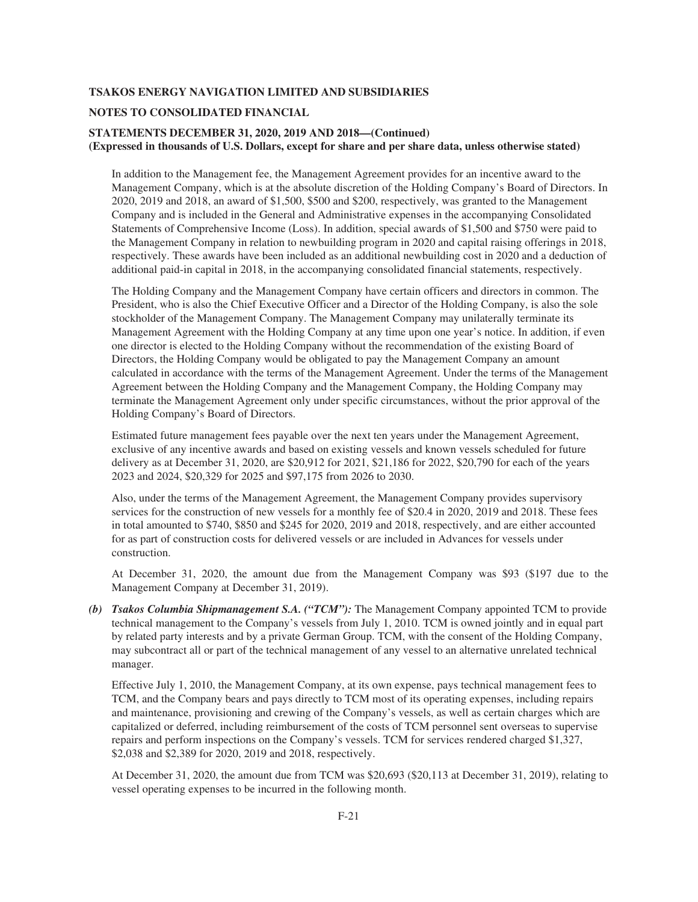In addition to the Management fee, the Management Agreement provides for an incentive award to the Management Company, which is at the absolute discretion of the Holding Company's Board of Directors. In 2020, 2019 and 2018, an award of $1,500, $500 and $200, respectively, was granted to the Management Company and is included in the General and Administrative expenses in the accompanying Consolidated Statements of Comprehensive Income (Loss). In addition, special awards of $1,500 and $750 were paid to the Management Company in relation to newbuilding program in 2020 and capital raising offerings in 2018, respectively. These awards have been included as an additional newbuilding cost in 2020 and a deduction of additional paid-in capital in 2018, in the accompanying consolidated financial statements, respectively.

The Holding Company and the Management Company have certain officers and directors in common. The President, who is also the Chief Executive Officer and a Director of the Holding Company, is also the sole stockholder of the Management Company. The Management Company may unilaterally terminate its Management Agreement with the Holding Company at any time upon one year's notice. In addition, if even one director is elected to the Holding Company without the recommendation of the existing Board of Directors, the Holding Company would be obligated to pay the Management Company an amount calculated in accordance with the terms of the Management Agreement. Under the terms of the Management Agreement between the Holding Company and the Management Company, the Holding Company may terminate the Management Agreement only under specific circumstances, without the prior approval of the Holding Company's Board of Directors.

Estimated future management fees payable over the next ten years under the Management Agreement, exclusive of any incentive awards and based on existing vessels and known vessels scheduled for future delivery as at December 31, 2020, are $20,912 for 2021, $21,186 for 2022, $20,790 for each of the years 2023 and 2024, $20,329 for 2025 and $97,175 from 2026 to 2030.

Also, under the terms of the Management Agreement, the Management Company provides supervisory services for the construction of new vessels for a monthly fee of $20.4 in 2020, 2019 and 2018. These fees in total amounted to $740, $850 and $245 for 2020, 2019 and 2018, respectively, and are either accounted for as part of construction costs for delivered vessels or are included in Advances for vessels under construction.

At December 31, 2020, the amount due from the Management Company was $93 ($197 due to the Management Company at December 31, 2019).

*(b)* ***Tsakos Columbia Shipmanagement S.A. ("TCM"):*** The Management Company appointed TCM to provide technical management to the Company's vessels from July 1, 2010. TCM is owned jointly and in equal part by related party interests and by a private German Group. TCM, with the consent of the Holding Company, may subcontract all or part of the technical management of any vessel to an alternative unrelated technical manager.

Effective July 1, 2010, the Management Company, at its own expense, pays technical management fees to TCM, and the Company bears and pays directly to TCM most of its operating expenses, including repairs and maintenance, provisioning and crewing of the Company's vessels, as well as certain charges which are capitalized or deferred, including reimbursement of the costs of TCM personnel sent overseas to supervise repairs and perform inspections on the Company's vessels. TCM for services rendered charged $1,327, $2,038 and $2,389 for 2020, 2019 and 2018, respectively.

At December 31, 2020, the amount due from TCM was $20,693 ($20,113 at December 31, 2019), relating to vessel operating expenses to be incurred in the following month.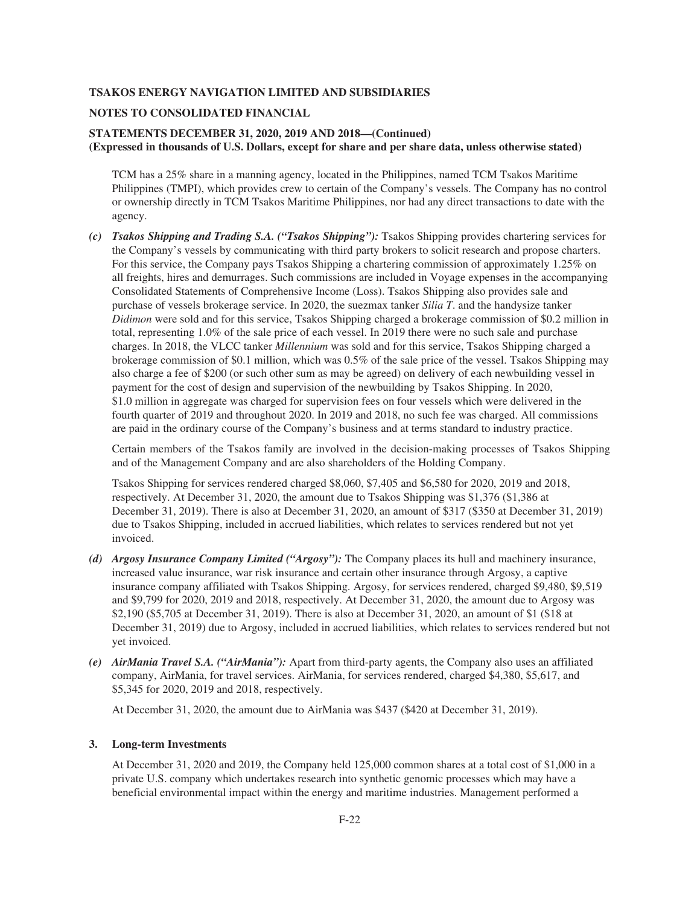TCM has a 25% share in a manning agency, located in the Philippines, named TCM Tsakos Maritime Philippines (TMPI), which provides crew to certain of the Company's vessels. The Company has no control or ownership directly in TCM Tsakos Maritime Philippines, nor had any direct transactions to date with the agency.

*(c)* ***Tsakos Shipping and Trading S.A. ("Tsakos Shipping"):*** Tsakos Shipping provides chartering services for the Company's vessels by communicating with third party brokers to solicit research and propose charters. For this service, the Company pays Tsakos Shipping a chartering commission of approximately 1.25% on all freights, hires and demurrages. Such commissions are included in Voyage expenses in the accompanying Consolidated Statements of Comprehensive Income (Loss). Tsakos Shipping also provides sale and purchase of vessels brokerage service. In 2020, the suezmax tanker *Silia T*. and the handysize tanker *Didimon* were sold and for this service, Tsakos Shipping charged a brokerage commission of $0.2 million in total, representing 1.0% of the sale price of each vessel. In 2019 there were no such sale and purchase charges. In 2018, the VLCC tanker *Millennium* was sold and for this service, Tsakos Shipping charged a brokerage commission of $0.1 million, which was 0.5% of the sale price of the vessel. Tsakos Shipping may also charge a fee of $200 (or such other sum as may be agreed) on delivery of each newbuilding vessel in payment for the cost of design and supervision of the newbuilding by Tsakos Shipping. In 2020, $1.0 million in aggregate was charged for supervision fees on four vessels which were delivered in the fourth quarter of 2019 and throughout 2020. In 2019 and 2018, no such fee was charged. All commissions are paid in the ordinary course of the Company's business and at terms standard to industry practice.

Certain members of the Tsakos family are involved in the decision-making processes of Tsakos Shipping and of the Management Company and are also shareholders of the Holding Company.

Tsakos Shipping for services rendered charged $8,060, $7,405 and $6,580 for 2020, 2019 and 2018, respectively. At December 31, 2020, the amount due to Tsakos Shipping was $1,376 ($1,386 at December 31, 2019). There is also at December 31, 2020, an amount of $317 ($350 at December 31, 2019) due to Tsakos Shipping, included in accrued liabilities, which relates to services rendered but not yet invoiced.

*(d)* ***Argosy Insurance Company Limited ("Argosy"):*** The Company places its hull and machinery insurance, increased value insurance, war risk insurance and certain other insurance through Argosy, a captive insurance company affiliated with Tsakos Shipping. Argosy, for services rendered, charged $9,480, $9,519 and $9,799 for 2020, 2019 and 2018, respectively. At December 31, 2020, the amount due to Argosy was $2,190 ($5,705 at December 31, 2019). There is also at December 31, 2020, an amount of $1 ($18 at December 31, 2019) due to Argosy, included in accrued liabilities, which relates to services rendered but not yet invoiced.

*(e)* ***AirMania Travel S.A. ("AirMania"):*** Apart from third-party agents, the Company also uses an affiliated company, AirMania, for travel services. AirMania, for services rendered, charged $4,380, $5,617, and $5,345 for 2020, 2019 and 2018, respectively.

At December 31, 2020, the amount due to AirMania was $437 ($420 at December 31, 2019).

## 3. Long-term Investments

At December 31, 2020 and 2019, the Company held 125,000 common shares at a total cost of $1,000 in a private U.S. company which undertakes research into synthetic genomic processes which may have a beneficial environmental impact within the energy and maritime industries. Management performed a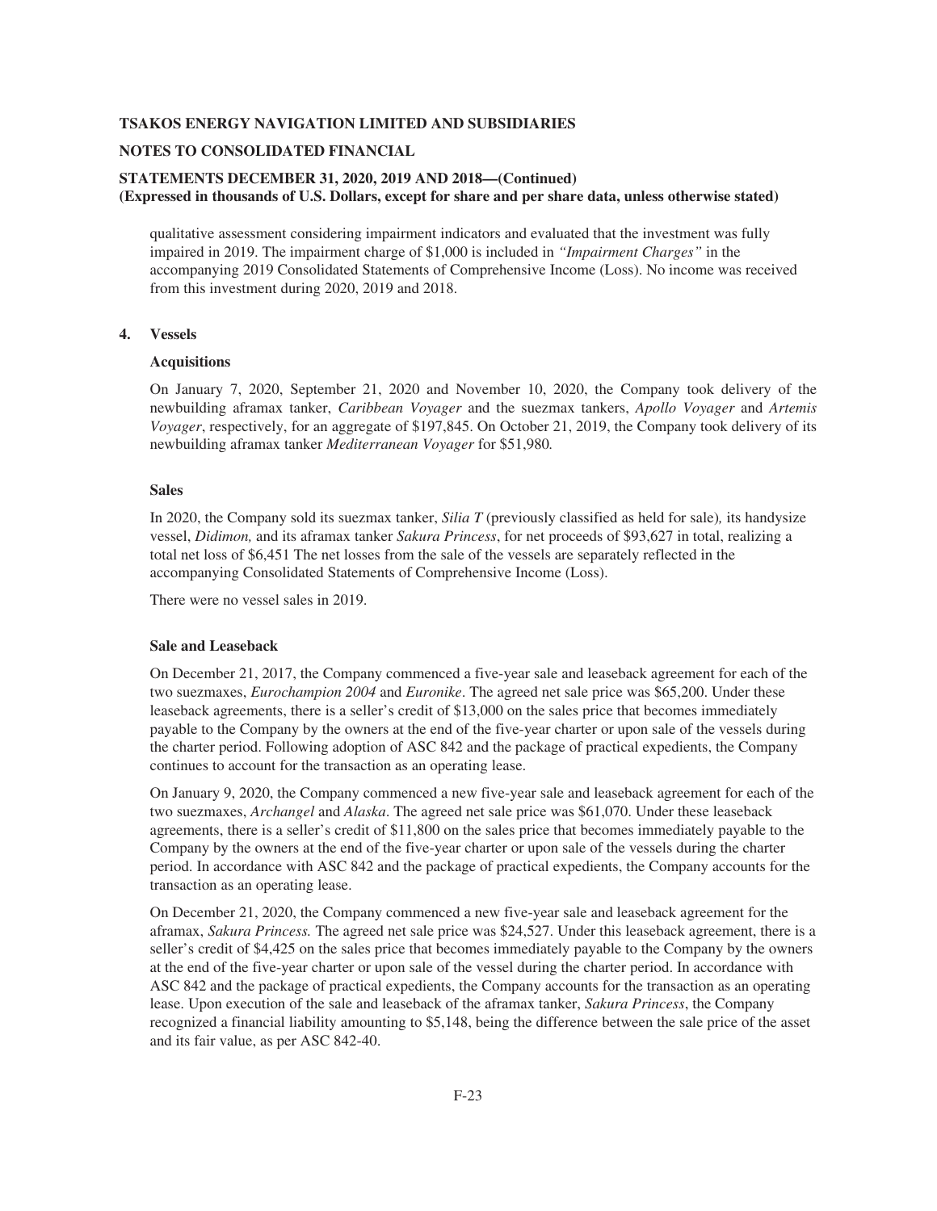qualitative assessment considering impairment indicators and evaluated that the investment was fully impaired in 2019. The impairment charge of $1,000 is included in *"Impairment Charges"* in the accompanying 2019 Consolidated Statements of Comprehensive Income (Loss). No income was received from this investment during 2020, 2019 and 2018.

**4. Vessels**

**Acquisitions**

On January 7, 2020, September 21, 2020 and November 10, 2020, the Company took delivery of the newbuilding aframax tanker, *Caribbean Voyager* and the suezmax tankers, *Apollo Voyager* and *Artemis Voyager*, respectively, for an aggregate of $197,845. On October 21, 2019, the Company took delivery of its newbuilding aframax tanker *Mediterranean Voyager* for $51,980.

**Sales**

In 2020, the Company sold its suezmax tanker, *Silia T* (previously classified as held for sale)*,* its handysize vessel, *Didimon,* and its aframax tanker *Sakura Princess*, for net proceeds of $93,627 in total, realizing a total net loss of $6,451 The net losses from the sale of the vessels are separately reflected in the accompanying Consolidated Statements of Comprehensive Income (Loss).

There were no vessel sales in 2019.

**Sale and Leaseback**

On December 21, 2017, the Company commenced a five-year sale and leaseback agreement for each of the two suezmaxes, *Eurochampion 2004* and *Euronike*. The agreed net sale price was $65,200. Under these leaseback agreements, there is a seller's credit of $13,000 on the sales price that becomes immediately payable to the Company by the owners at the end of the five-year charter or upon sale of the vessels during the charter period. Following adoption of ASC 842 and the package of practical expedients, the Company continues to account for the transaction as an operating lease.

On January 9, 2020, the Company commenced a new five-year sale and leaseback agreement for each of the two suezmaxes, *Archangel* and *Alaska*. The agreed net sale price was $61,070. Under these leaseback agreements, there is a seller's credit of $11,800 on the sales price that becomes immediately payable to the Company by the owners at the end of the five-year charter or upon sale of the vessels during the charter period. In accordance with ASC 842 and the package of practical expedients, the Company accounts for the transaction as an operating lease.

On December 21, 2020, the Company commenced a new five-year sale and leaseback agreement for the aframax, *Sakura Princess.* The agreed net sale price was $24,527. Under this leaseback agreement, there is a seller's credit of $4,425 on the sales price that becomes immediately payable to the Company by the owners at the end of the five-year charter or upon sale of the vessel during the charter period. In accordance with ASC 842 and the package of practical expedients, the Company accounts for the transaction as an operating lease. Upon execution of the sale and leaseback of the aframax tanker, *Sakura Princess*, the Company recognized a financial liability amounting to $5,148, being the difference between the sale price of the asset and its fair value, as per ASC 842-40.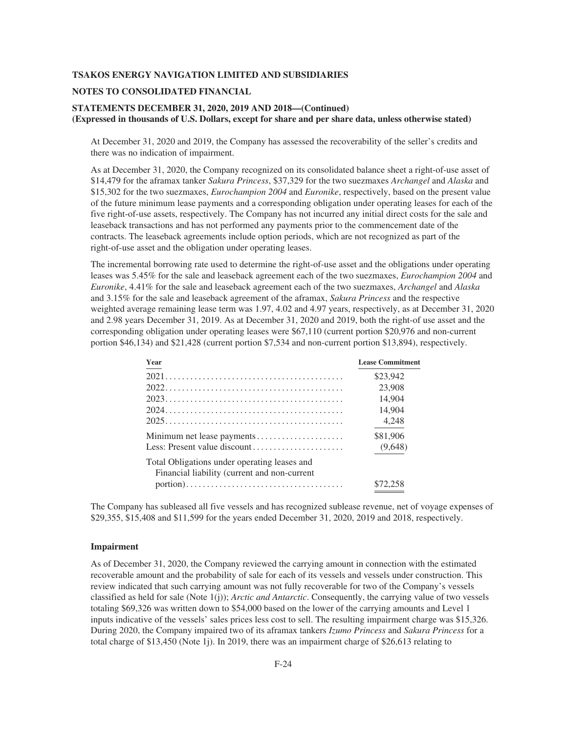At December 31, 2020 and 2019, the Company has assessed the recoverability of the seller's credits and there was no indication of impairment.

As at December 31, 2020, the Company recognized on its consolidated balance sheet a right-of-use asset of $14,479 for the aframax tanker *Sakura Princess*, $37,329 for the two suezmaxes *Archangel* and *Alaska* and $15,302 for the two suezmaxes, *Eurochampion 2004* and *Euronike*, respectively, based on the present value of the future minimum lease payments and a corresponding obligation under operating leases for each of the five right-of-use assets, respectively. The Company has not incurred any initial direct costs for the sale and leaseback transactions and has not performed any payments prior to the commencement date of the contracts. The leaseback agreements include option periods, which are not recognized as part of the right-of-use asset and the obligation under operating leases.

The incremental borrowing rate used to determine the right-of-use asset and the obligations under operating leases was 5.45% for the sale and leaseback agreement each of the two suezmaxes, *Eurochampion 2004* and *Euronike*, 4.41% for the sale and leaseback agreement each of the two suezmaxes, *Archangel* and *Alaska* and 3.15% for the sale and leaseback agreement of the aframax, *Sakura Princess* and the respective weighted average remaining lease term was 1.97, 4.02 and 4.97 years, respectively, as at December 31, 2020 and 2.98 years December 31, 2019. As at December 31, 2020 and 2019, both the right-of use asset and the corresponding obligation under operating leases were $67,110 (current portion $20,976 and non-current portion $46,134) and $21,428 (current portion $7,534 and non-current portion $13,894), respectively.

| Year | Lease Commitment |
|---|---|
| 2021 | $23,942 |
| 2022 | 23,908 |
| 2023 | 14,904 |
| 2024 | 14,904 |
| 2025 | 4,248 |
| Minimum net lease payments | $81,906 |
| Less: Present value discount | (9,648) |
| Total Obligations under operating leases and Financial liability (current and non-current portion) | $72,258 |

The Company has subleased all five vessels and has recognized sublease revenue, net of voyage expenses of $29,355, $15,408 and $11,599 for the years ended December 31, 2020, 2019 and 2018, respectively.

### Impairment

As of December 31, 2020, the Company reviewed the carrying amount in connection with the estimated recoverable amount and the probability of sale for each of its vessels and vessels under construction. This review indicated that such carrying amount was not fully recoverable for two of the Company's vessels classified as held for sale (Note 1(j)); *Arctic and Antarctic*. Consequently, the carrying value of two vessels totaling $69,326 was written down to $54,000 based on the lower of the carrying amounts and Level 1 inputs indicative of the vessels' sales prices less cost to sell. The resulting impairment charge was $15,326. During 2020, the Company impaired two of its aframax tankers *Izumo Princess* and *Sakura Princess* for a total charge of $13,450 (Note 1j). In 2019, there was an impairment charge of $26,613 relating to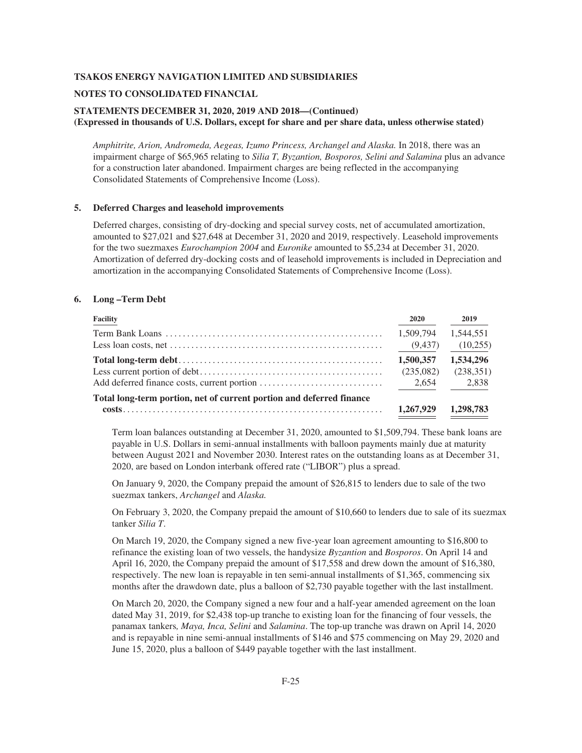*Amphitrite, Arion, Andromeda, Aegeas, Izumo Princess, Archangel and Alaska.* In 2018, there was an impairment charge of $65,965 relating to *Silia T, Byzantion, Bosporos, Selini and Salamina* plus an advance for a construction later abandoned. Impairment charges are being reflected in the accompanying Consolidated Statements of Comprehensive Income (Loss).

## 5. Deferred Charges and leasehold improvements

Deferred charges, consisting of dry-docking and special survey costs, net of accumulated amortization, amounted to $27,021 and $27,648 at December 31, 2020 and 2019, respectively. Leasehold improvements for the two suezmaxes *Eurochampion 2004* and *Euronike* amounted to $5,234 at December 31, 2020. Amortization of deferred dry-docking costs and of leasehold improvements is included in Depreciation and amortization in the accompanying Consolidated Statements of Comprehensive Income (Loss).

## 6. Long –Term Debt

| Facility | 2020 | 2019 |
|---|---|---|
| Term Bank Loans | 1,509,794 | 1,544,551 |
| Less loan costs, net | (9,437) | (10,255) |
| **Total long-term debt** | **1,500,357** | **1,534,296** |
| Less current portion of debt | (235,082) | (238,351) |
| Add deferred finance costs, current portion | 2,654 | 2,838 |
| **Total long-term portion, net of current portion and deferred finance costs** | **1,267,929** | **1,298,783** |

Term loan balances outstanding at December 31, 2020, amounted to $1,509,794. These bank loans are payable in U.S. Dollars in semi-annual installments with balloon payments mainly due at maturity between August 2021 and November 2030. Interest rates on the outstanding loans as at December 31, 2020, are based on London interbank offered rate ("LIBOR") plus a spread.

On January 9, 2020, the Company prepaid the amount of $26,815 to lenders due to sale of the two suezmax tankers, *Archangel* and *Alaska.*

On February 3, 2020, the Company prepaid the amount of $10,660 to lenders due to sale of its suezmax tanker *Silia T*.

On March 19, 2020, the Company signed a new five-year loan agreement amounting to $16,800 to refinance the existing loan of two vessels, the handysize *Byzantion* and *Bosporos*. On April 14 and April 16, 2020, the Company prepaid the amount of $17,558 and drew down the amount of $16,380, respectively. The new loan is repayable in ten semi-annual installments of $1,365, commencing six months after the drawdown date, plus a balloon of $2,730 payable together with the last installment.

On March 20, 2020, the Company signed a new four and a half-year amended agreement on the loan dated May 31, 2019, for $2,438 top-up tranche to existing loan for the financing of four vessels, the panamax tankers*, Maya, Inca, Selini* and *Salamina*. The top-up tranche was drawn on April 14, 2020 and is repayable in nine semi-annual installments of $146 and $75 commencing on May 29, 2020 and June 15, 2020, plus a balloon of $449 payable together with the last installment.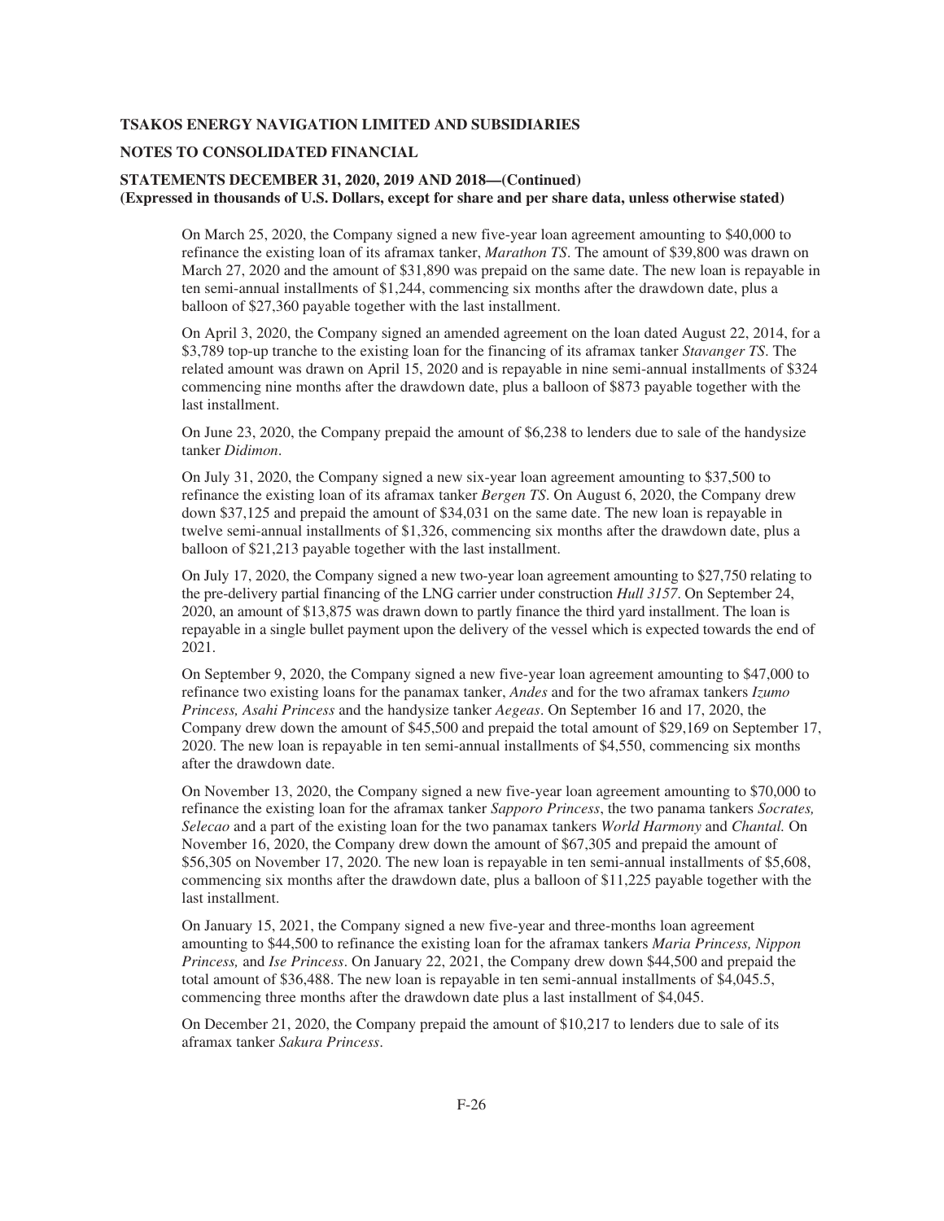On March 25, 2020, the Company signed a new five-year loan agreement amounting to $40,000 to refinance the existing loan of its aframax tanker, *Marathon TS*. The amount of $39,800 was drawn on March 27, 2020 and the amount of $31,890 was prepaid on the same date. The new loan is repayable in ten semi-annual installments of $1,244, commencing six months after the drawdown date, plus a balloon of $27,360 payable together with the last installment.

On April 3, 2020, the Company signed an amended agreement on the loan dated August 22, 2014, for a $3,789 top-up tranche to the existing loan for the financing of its aframax tanker *Stavanger TS*. The related amount was drawn on April 15, 2020 and is repayable in nine semi-annual installments of $324 commencing nine months after the drawdown date, plus a balloon of $873 payable together with the last installment.

On June 23, 2020, the Company prepaid the amount of $6,238 to lenders due to sale of the handysize tanker *Didimon*.

On July 31, 2020, the Company signed a new six-year loan agreement amounting to $37,500 to refinance the existing loan of its aframax tanker *Bergen TS*. On August 6, 2020, the Company drew down $37,125 and prepaid the amount of $34,031 on the same date. The new loan is repayable in twelve semi-annual installments of $1,326, commencing six months after the drawdown date, plus a balloon of $21,213 payable together with the last installment.

On July 17, 2020, the Company signed a new two-year loan agreement amounting to $27,750 relating to the pre-delivery partial financing of the LNG carrier under construction *Hull 3157*. On September 24, 2020, an amount of $13,875 was drawn down to partly finance the third yard installment. The loan is repayable in a single bullet payment upon the delivery of the vessel which is expected towards the end of 2021.

On September 9, 2020, the Company signed a new five-year loan agreement amounting to $47,000 to refinance two existing loans for the panamax tanker, *Andes* and for the two aframax tankers *Izumo Princess, Asahi Princess* and the handysize tanker *Aegeas*. On September 16 and 17, 2020, the Company drew down the amount of $45,500 and prepaid the total amount of $29,169 on September 17, 2020. The new loan is repayable in ten semi-annual installments of $4,550, commencing six months after the drawdown date.

On November 13, 2020, the Company signed a new five-year loan agreement amounting to $70,000 to refinance the existing loan for the aframax tanker *Sapporo Princess*, the two panama tankers *Socrates, Selecao* and a part of the existing loan for the two panamax tankers *World Harmony* and *Chantal.* On November 16, 2020, the Company drew down the amount of $67,305 and prepaid the amount of $56,305 on November 17, 2020. The new loan is repayable in ten semi-annual installments of $5,608, commencing six months after the drawdown date, plus a balloon of $11,225 payable together with the last installment.

On January 15, 2021, the Company signed a new five-year and three-months loan agreement amounting to $44,500 to refinance the existing loan for the aframax tankers *Maria Princess, Nippon Princess,* and *Ise Princess*. On January 22, 2021, the Company drew down $44,500 and prepaid the total amount of $36,488. The new loan is repayable in ten semi-annual installments of $4,045.5, commencing three months after the drawdown date plus a last installment of $4,045.

On December 21, 2020, the Company prepaid the amount of $10,217 to lenders due to sale of its aframax tanker *Sakura Princess*.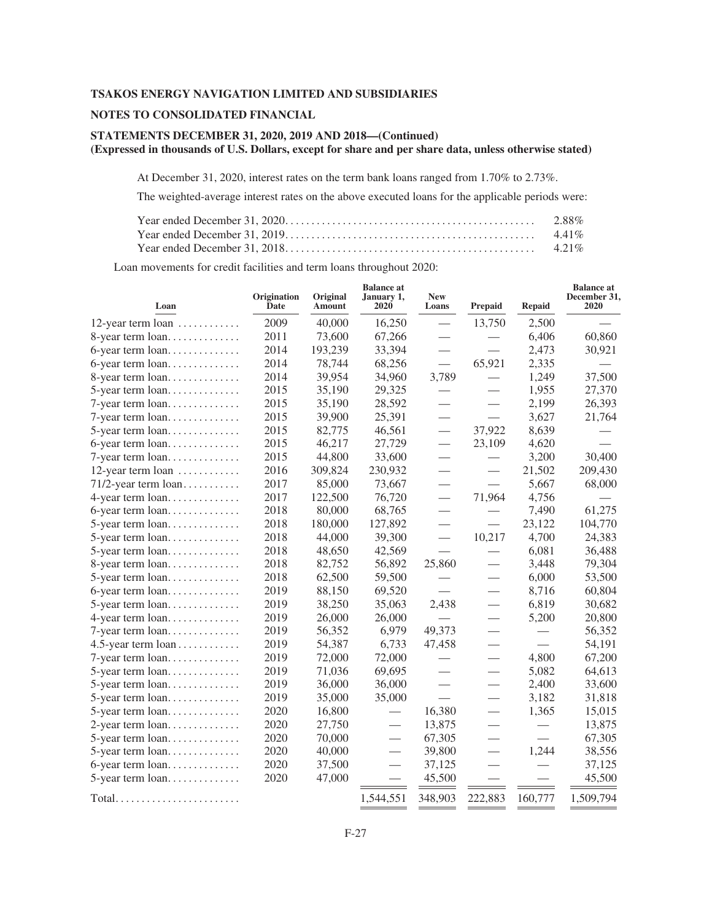At December 31, 2020, interest rates on the term bank loans ranged from 1.70% to 2.73%.

The weighted-average interest rates on the above executed loans for the applicable periods were:

| | |
|---|---|
| Year ended December 31, 2020 | 2.88% |
| Year ended December 31, 2019 | 4.41% |
| Year ended December 31, 2018 | 4.21% |

Loan movements for credit facilities and term loans throughout 2020:

| Loan | Origination Date | Original Amount | Balance at January 1, 2020 | New Loans | Prepaid | Repaid | Balance at December 31, 2020 |
|---|---|---|---|---|---|---|---|
| 12-year term loan | 2009 | 40,000 | 16,250 | — | 13,750 | 2,500 | — |
| 8-year term loan | 2011 | 73,600 | 67,266 | — | — | 6,406 | 60,860 |
| 6-year term loan | 2014 | 193,239 | 33,394 | — | — | 2,473 | 30,921 |
| 6-year term loan | 2014 | 78,744 | 68,256 | — | 65,921 | 2,335 | — |
| 8-year term loan | 2014 | 39,954 | 34,960 | 3,789 | — | 1,249 | 37,500 |
| 5-year term loan | 2015 | 35,190 | 29,325 | — | — | 1,955 | 27,370 |
| 7-year term loan | 2015 | 35,190 | 28,592 | — | — | 2,199 | 26,393 |
| 7-year term loan | 2015 | 39,900 | 25,391 | — | — | 3,627 | 21,764 |
| 5-year term loan | 2015 | 82,775 | 46,561 | — | 37,922 | 8,639 | — |
| 6-year term loan | 2015 | 46,217 | 27,729 | — | 23,109 | 4,620 | — |
| 7-year term loan | 2015 | 44,800 | 33,600 | — | — | 3,200 | 30,400 |
| 12-year term loan | 2016 | 309,824 | 230,932 | — | — | 21,502 | 209,430 |
| 71/2-year term loan | 2017 | 85,000 | 73,667 | — | — | 5,667 | 68,000 |
| 4-year term loan | 2017 | 122,500 | 76,720 | — | 71,964 | 4,756 | — |
| 6-year term loan | 2018 | 80,000 | 68,765 | — | — | 7,490 | 61,275 |
| 5-year term loan | 2018 | 180,000 | 127,892 | — | — | 23,122 | 104,770 |
| 5-year term loan | 2018 | 44,000 | 39,300 | — | 10,217 | 4,700 | 24,383 |
| 5-year term loan | 2018 | 48,650 | 42,569 | — | — | 6,081 | 36,488 |
| 8-year term loan | 2018 | 82,752 | 56,892 | 25,860 | — | 3,448 | 79,304 |
| 5-year term loan | 2018 | 62,500 | 59,500 | — | — | 6,000 | 53,500 |
| 6-year term loan | 2019 | 88,150 | 69,520 | — | — | 8,716 | 60,804 |
| 5-year term loan | 2019 | 38,250 | 35,063 | 2,438 | — | 6,819 | 30,682 |
| 4-year term loan | 2019 | 26,000 | 26,000 | — | — | 5,200 | 20,800 |
| 7-year term loan | 2019 | 56,352 | 6,979 | 49,373 | — | — | 56,352 |
| 4.5-year term loan | 2019 | 54,387 | 6,733 | 47,458 | — | — | 54,191 |
| 7-year term loan | 2019 | 72,000 | 72,000 | — | — | 4,800 | 67,200 |
| 5-year term loan | 2019 | 71,036 | 69,695 | — | — | 5,082 | 64,613 |
| 5-year term loan | 2019 | 36,000 | 36,000 | — | — | 2,400 | 33,600 |
| 5-year term loan | 2019 | 35,000 | 35,000 | — | — | 3,182 | 31,818 |
| 5-year term loan | 2020 | 16,800 | — | 16,380 | — | 1,365 | 15,015 |
| 2-year term loan | 2020 | 27,750 | — | 13,875 | — | — | 13,875 |
| 5-year term loan | 2020 | 70,000 | — | 67,305 | — | — | 67,305 |
| 5-year term loan | 2020 | 40,000 | — | 39,800 | — | 1,244 | 38,556 |
| 6-year term loan | 2020 | 37,500 | — | 37,125 | — | — | 37,125 |
| 5-year term loan | 2020 | 47,000 | — | 45,500 | — | — | 45,500 |
| Total | | | 1,544,551 | 348,903 | 222,883 | 160,777 | 1,509,794 |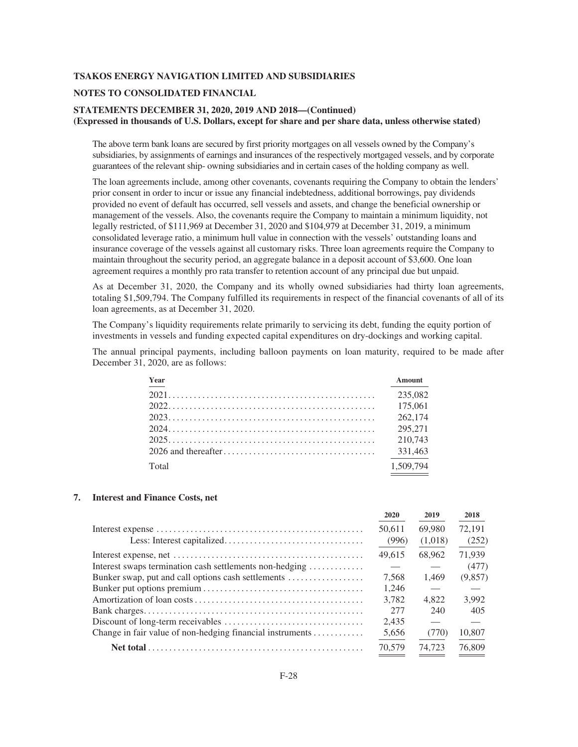The above term bank loans are secured by first priority mortgages on all vessels owned by the Company's subsidiaries, by assignments of earnings and insurances of the respectively mortgaged vessels, and by corporate guarantees of the relevant ship- owning subsidiaries and in certain cases of the holding company as well.

The loan agreements include, among other covenants, covenants requiring the Company to obtain the lenders' prior consent in order to incur or issue any financial indebtedness, additional borrowings, pay dividends provided no event of default has occurred, sell vessels and assets, and change the beneficial ownership or management of the vessels. Also, the covenants require the Company to maintain a minimum liquidity, not legally restricted, of $111,969 at December 31, 2020 and $104,979 at December 31, 2019, a minimum consolidated leverage ratio, a minimum hull value in connection with the vessels' outstanding loans and insurance coverage of the vessels against all customary risks. Three loan agreements require the Company to maintain throughout the security period, an aggregate balance in a deposit account of $3,600. One loan agreement requires a monthly pro rata transfer to retention account of any principal due but unpaid.

As at December 31, 2020, the Company and its wholly owned subsidiaries had thirty loan agreements, totaling $1,509,794. The Company fulfilled its requirements in respect of the financial covenants of all of its loan agreements, as at December 31, 2020.

The Company's liquidity requirements relate primarily to servicing its debt, funding the equity portion of investments in vessels and funding expected capital expenditures on dry-dockings and working capital.

The annual principal payments, including balloon payments on loan maturity, required to be made after December 31, 2020, are as follows:

| Year | Amount |
|---|---|
| 2021 | 235,082 |
| 2022 | 175,061 |
| 2023 | 262,174 |
| 2024 | 295,271 |
| 2025 | 210,743 |
| 2026 and thereafter | 331,463 |
| Total | 1,509,794 |

## 7. Interest and Finance Costs, net

| | 2020 | 2019 | 2018 |
|---|---|---|---|
| Interest expense | 50,611 | 69,980 | 72,191 |
| Less: Interest capitalized | (996) | (1,018) | (252) |
| Interest expense, net | 49,615 | 68,962 | 71,939 |
| Interest swaps termination cash settlements non-hedging | — | — | (477) |
| Bunker swap, put and call options cash settlements | 7,568 | 1,469 | (9,857) |
| Bunker put options premium | 1,246 | — | — |
| Amortization of loan costs | 3,782 | 4,822 | 3,992 |
| Bank charges | 277 | 240 | 405 |
| Discount of long-term receivables | 2,435 | — | — |
| Change in fair value of non-hedging financial instruments | 5,656 | (770) | 10,807 |
| **Net total** | 70,579 | 74,723 | 76,809 |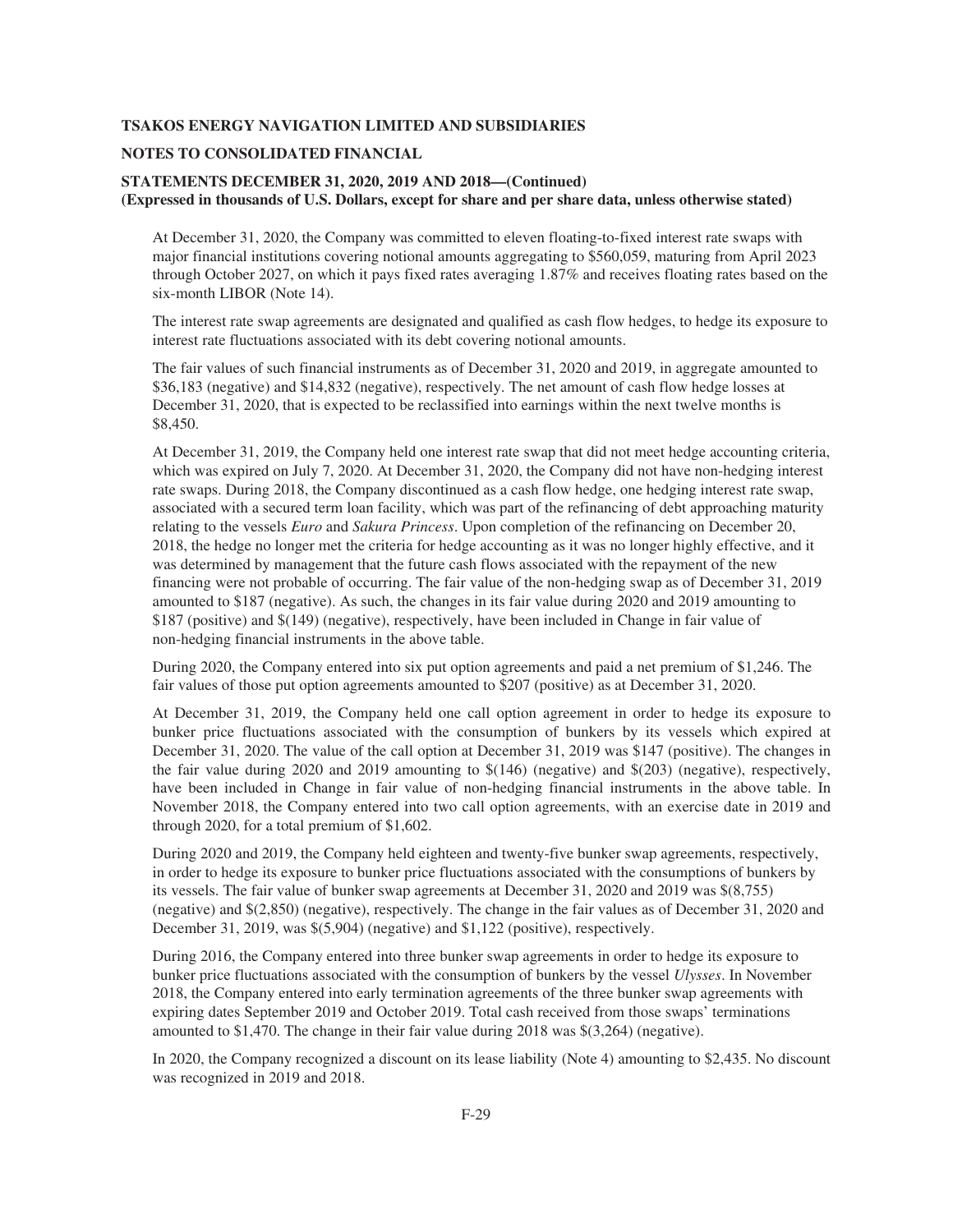At December 31, 2020, the Company was committed to eleven floating-to-fixed interest rate swaps with major financial institutions covering notional amounts aggregating to $560,059, maturing from April 2023 through October 2027, on which it pays fixed rates averaging 1.87% and receives floating rates based on the six-month LIBOR (Note 14).

The interest rate swap agreements are designated and qualified as cash flow hedges, to hedge its exposure to interest rate fluctuations associated with its debt covering notional amounts.

The fair values of such financial instruments as of December 31, 2020 and 2019, in aggregate amounted to $36,183 (negative) and $14,832 (negative), respectively. The net amount of cash flow hedge losses at December 31, 2020, that is expected to be reclassified into earnings within the next twelve months is $8,450.

At December 31, 2019, the Company held one interest rate swap that did not meet hedge accounting criteria, which was expired on July 7, 2020. At December 31, 2020, the Company did not have non-hedging interest rate swaps. During 2018, the Company discontinued as a cash flow hedge, one hedging interest rate swap, associated with a secured term loan facility, which was part of the refinancing of debt approaching maturity relating to the vessels *Euro* and *Sakura Princess*. Upon completion of the refinancing on December 20, 2018, the hedge no longer met the criteria for hedge accounting as it was no longer highly effective, and it was determined by management that the future cash flows associated with the repayment of the new financing were not probable of occurring. The fair value of the non-hedging swap as of December 31, 2019 amounted to $187 (negative). As such, the changes in its fair value during 2020 and 2019 amounting to $187 (positive) and $(149) (negative), respectively, have been included in Change in fair value of non-hedging financial instruments in the above table.

During 2020, the Company entered into six put option agreements and paid a net premium of $1,246. The fair values of those put option agreements amounted to $207 (positive) as at December 31, 2020.

At December 31, 2019, the Company held one call option agreement in order to hedge its exposure to bunker price fluctuations associated with the consumption of bunkers by its vessels which expired at December 31, 2020. The value of the call option at December 31, 2019 was $147 (positive). The changes in the fair value during 2020 and 2019 amounting to $(146) (negative) and $(203) (negative), respectively, have been included in Change in fair value of non-hedging financial instruments in the above table. In November 2018, the Company entered into two call option agreements, with an exercise date in 2019 and through 2020, for a total premium of $1,602.

During 2020 and 2019, the Company held eighteen and twenty-five bunker swap agreements, respectively, in order to hedge its exposure to bunker price fluctuations associated with the consumptions of bunkers by its vessels. The fair value of bunker swap agreements at December 31, 2020 and 2019 was $(8,755) (negative) and $(2,850) (negative), respectively. The change in the fair values as of December 31, 2020 and December 31, 2019, was $(5,904) (negative) and $1,122 (positive), respectively.

During 2016, the Company entered into three bunker swap agreements in order to hedge its exposure to bunker price fluctuations associated with the consumption of bunkers by the vessel *Ulysses*. In November 2018, the Company entered into early termination agreements of the three bunker swap agreements with expiring dates September 2019 and October 2019. Total cash received from those swaps' terminations amounted to $1,470. The change in their fair value during 2018 was $(3,264) (negative).

In 2020, the Company recognized a discount on its lease liability (Note 4) amounting to $2,435. No discount was recognized in 2019 and 2018.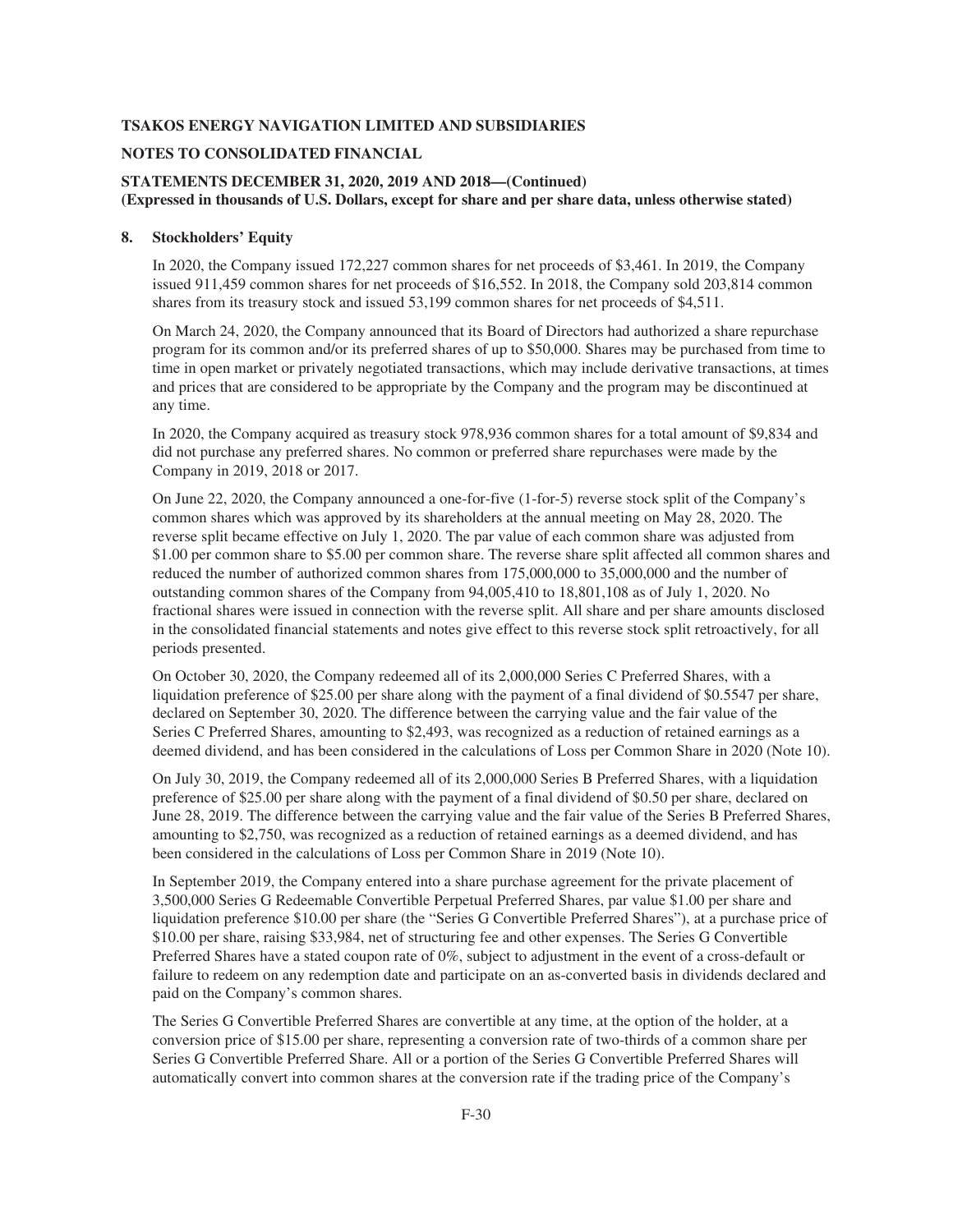## 8. Stockholders' Equity

In 2020, the Company issued 172,227 common shares for net proceeds of $3,461. In 2019, the Company issued 911,459 common shares for net proceeds of $16,552. In 2018, the Company sold 203,814 common shares from its treasury stock and issued 53,199 common shares for net proceeds of $4,511.

On March 24, 2020, the Company announced that its Board of Directors had authorized a share repurchase program for its common and/or its preferred shares of up to $50,000. Shares may be purchased from time to time in open market or privately negotiated transactions, which may include derivative transactions, at times and prices that are considered to be appropriate by the Company and the program may be discontinued at any time.

In 2020, the Company acquired as treasury stock 978,936 common shares for a total amount of $9,834 and did not purchase any preferred shares. No common or preferred share repurchases were made by the Company in 2019, 2018 or 2017.

On June 22, 2020, the Company announced a one-for-five (1-for-5) reverse stock split of the Company's common shares which was approved by its shareholders at the annual meeting on May 28, 2020. The reverse split became effective on July 1, 2020. The par value of each common share was adjusted from $1.00 per common share to $5.00 per common share. The reverse share split affected all common shares and reduced the number of authorized common shares from 175,000,000 to 35,000,000 and the number of outstanding common shares of the Company from 94,005,410 to 18,801,108 as of July 1, 2020. No fractional shares were issued in connection with the reverse split. All share and per share amounts disclosed in the consolidated financial statements and notes give effect to this reverse stock split retroactively, for all periods presented.

On October 30, 2020, the Company redeemed all of its 2,000,000 Series C Preferred Shares, with a liquidation preference of $25.00 per share along with the payment of a final dividend of $0.5547 per share, declared on September 30, 2020. The difference between the carrying value and the fair value of the Series C Preferred Shares, amounting to $2,493, was recognized as a reduction of retained earnings as a deemed dividend, and has been considered in the calculations of Loss per Common Share in 2020 (Note 10).

On July 30, 2019, the Company redeemed all of its 2,000,000 Series B Preferred Shares, with a liquidation preference of $25.00 per share along with the payment of a final dividend of $0.50 per share, declared on June 28, 2019. The difference between the carrying value and the fair value of the Series B Preferred Shares, amounting to $2,750, was recognized as a reduction of retained earnings as a deemed dividend, and has been considered in the calculations of Loss per Common Share in 2019 (Note 10).

In September 2019, the Company entered into a share purchase agreement for the private placement of 3,500,000 Series G Redeemable Convertible Perpetual Preferred Shares, par value $1.00 per share and liquidation preference $10.00 per share (the "Series G Convertible Preferred Shares"), at a purchase price of $10.00 per share, raising $33,984, net of structuring fee and other expenses. The Series G Convertible Preferred Shares have a stated coupon rate of 0%, subject to adjustment in the event of a cross-default or failure to redeem on any redemption date and participate on an as-converted basis in dividends declared and paid on the Company's common shares.

The Series G Convertible Preferred Shares are convertible at any time, at the option of the holder, at a conversion price of $15.00 per share, representing a conversion rate of two-thirds of a common share per Series G Convertible Preferred Share. All or a portion of the Series G Convertible Preferred Shares will automatically convert into common shares at the conversion rate if the trading price of the Company's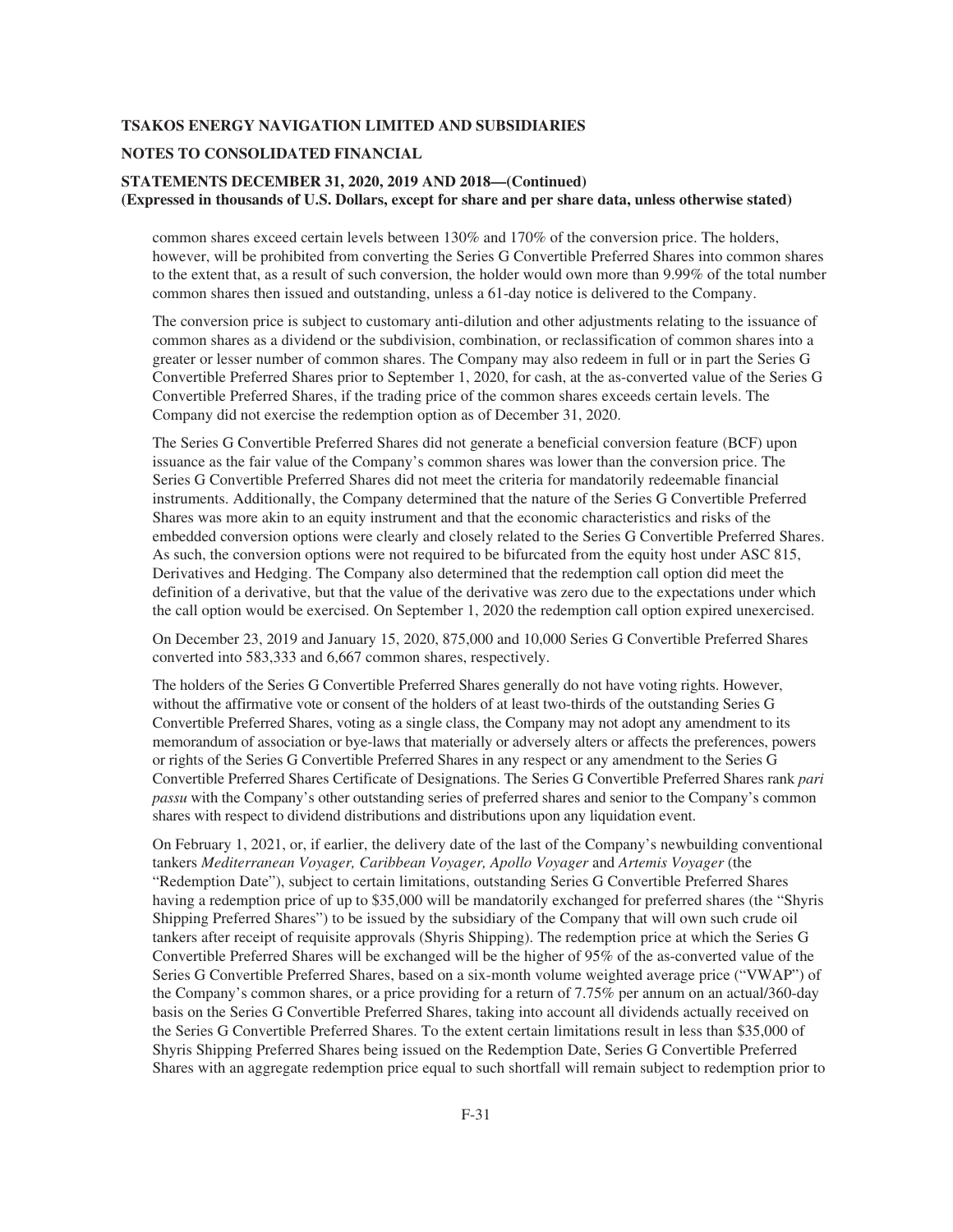common shares exceed certain levels between 130% and 170% of the conversion price. The holders, however, will be prohibited from converting the Series G Convertible Preferred Shares into common shares to the extent that, as a result of such conversion, the holder would own more than 9.99% of the total number common shares then issued and outstanding, unless a 61-day notice is delivered to the Company.

The conversion price is subject to customary anti-dilution and other adjustments relating to the issuance of common shares as a dividend or the subdivision, combination, or reclassification of common shares into a greater or lesser number of common shares. The Company may also redeem in full or in part the Series G Convertible Preferred Shares prior to September 1, 2020, for cash, at the as-converted value of the Series G Convertible Preferred Shares, if the trading price of the common shares exceeds certain levels. The Company did not exercise the redemption option as of December 31, 2020.

The Series G Convertible Preferred Shares did not generate a beneficial conversion feature (BCF) upon issuance as the fair value of the Company's common shares was lower than the conversion price. The Series G Convertible Preferred Shares did not meet the criteria for mandatorily redeemable financial instruments. Additionally, the Company determined that the nature of the Series G Convertible Preferred Shares was more akin to an equity instrument and that the economic characteristics and risks of the embedded conversion options were clearly and closely related to the Series G Convertible Preferred Shares. As such, the conversion options were not required to be bifurcated from the equity host under ASC 815, Derivatives and Hedging. The Company also determined that the redemption call option did meet the definition of a derivative, but that the value of the derivative was zero due to the expectations under which the call option would be exercised. On September 1, 2020 the redemption call option expired unexercised.

On December 23, 2019 and January 15, 2020, 875,000 and 10,000 Series G Convertible Preferred Shares converted into 583,333 and 6,667 common shares, respectively.

The holders of the Series G Convertible Preferred Shares generally do not have voting rights. However, without the affirmative vote or consent of the holders of at least two-thirds of the outstanding Series G Convertible Preferred Shares, voting as a single class, the Company may not adopt any amendment to its memorandum of association or bye-laws that materially or adversely alters or affects the preferences, powers or rights of the Series G Convertible Preferred Shares in any respect or any amendment to the Series G Convertible Preferred Shares Certificate of Designations. The Series G Convertible Preferred Shares rank *pari passu* with the Company's other outstanding series of preferred shares and senior to the Company's common shares with respect to dividend distributions and distributions upon any liquidation event.

On February 1, 2021, or, if earlier, the delivery date of the last of the Company's newbuilding conventional tankers *Mediterranean Voyager, Caribbean Voyager, Apollo Voyager* and *Artemis Voyager* (the "Redemption Date"), subject to certain limitations, outstanding Series G Convertible Preferred Shares having a redemption price of up to $35,000 will be mandatorily exchanged for preferred shares (the "Shyris Shipping Preferred Shares") to be issued by the subsidiary of the Company that will own such crude oil tankers after receipt of requisite approvals (Shyris Shipping). The redemption price at which the Series G Convertible Preferred Shares will be exchanged will be the higher of 95% of the as-converted value of the Series G Convertible Preferred Shares, based on a six-month volume weighted average price ("VWAP") of the Company's common shares, or a price providing for a return of 7.75% per annum on an actual/360-day basis on the Series G Convertible Preferred Shares, taking into account all dividends actually received on the Series G Convertible Preferred Shares. To the extent certain limitations result in less than $35,000 of Shyris Shipping Preferred Shares being issued on the Redemption Date, Series G Convertible Preferred Shares with an aggregate redemption price equal to such shortfall will remain subject to redemption prior to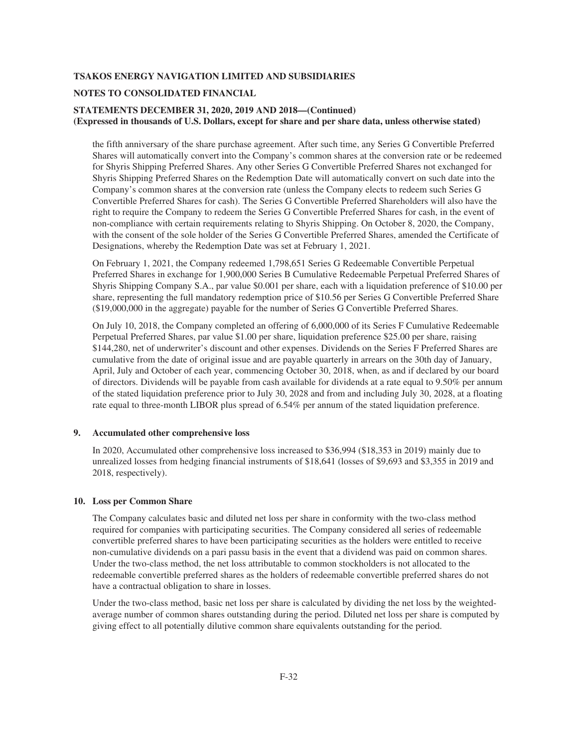the fifth anniversary of the share purchase agreement. After such time, any Series G Convertible Preferred Shares will automatically convert into the Company's common shares at the conversion rate or be redeemed for Shyris Shipping Preferred Shares. Any other Series G Convertible Preferred Shares not exchanged for Shyris Shipping Preferred Shares on the Redemption Date will automatically convert on such date into the Company's common shares at the conversion rate (unless the Company elects to redeem such Series G Convertible Preferred Shares for cash). The Series G Convertible Preferred Shareholders will also have the right to require the Company to redeem the Series G Convertible Preferred Shares for cash, in the event of non-compliance with certain requirements relating to Shyris Shipping. On October 8, 2020, the Company, with the consent of the sole holder of the Series G Convertible Preferred Shares, amended the Certificate of Designations, whereby the Redemption Date was set at February 1, 2021.

On February 1, 2021, the Company redeemed 1,798,651 Series G Redeemable Convertible Perpetual Preferred Shares in exchange for 1,900,000 Series B Cumulative Redeemable Perpetual Preferred Shares of Shyris Shipping Company S.A., par value $0.001 per share, each with a liquidation preference of $10.00 per share, representing the full mandatory redemption price of $10.56 per Series G Convertible Preferred Share ($19,000,000 in the aggregate) payable for the number of Series G Convertible Preferred Shares.

On July 10, 2018, the Company completed an offering of 6,000,000 of its Series F Cumulative Redeemable Perpetual Preferred Shares, par value $1.00 per share, liquidation preference $25.00 per share, raising $144,280, net of underwriter's discount and other expenses. Dividends on the Series F Preferred Shares are cumulative from the date of original issue and are payable quarterly in arrears on the 30th day of January, April, July and October of each year, commencing October 30, 2018, when, as and if declared by our board of directors. Dividends will be payable from cash available for dividends at a rate equal to 9.50% per annum of the stated liquidation preference prior to July 30, 2028 and from and including July 30, 2028, at a floating rate equal to three-month LIBOR plus spread of 6.54% per annum of the stated liquidation preference.

## 9. Accumulated other comprehensive loss

In 2020, Accumulated other comprehensive loss increased to $36,994 ($18,353 in 2019) mainly due to unrealized losses from hedging financial instruments of $18,641 (losses of $9,693 and $3,355 in 2019 and 2018, respectively).

## 10. Loss per Common Share

The Company calculates basic and diluted net loss per share in conformity with the two-class method required for companies with participating securities. The Company considered all series of redeemable convertible preferred shares to have been participating securities as the holders were entitled to receive non-cumulative dividends on a pari passu basis in the event that a dividend was paid on common shares. Under the two-class method, the net loss attributable to common stockholders is not allocated to the redeemable convertible preferred shares as the holders of redeemable convertible preferred shares do not have a contractual obligation to share in losses.

Under the two-class method, basic net loss per share is calculated by dividing the net loss by the weighted-average number of common shares outstanding during the period. Diluted net loss per share is computed by giving effect to all potentially dilutive common share equivalents outstanding for the period.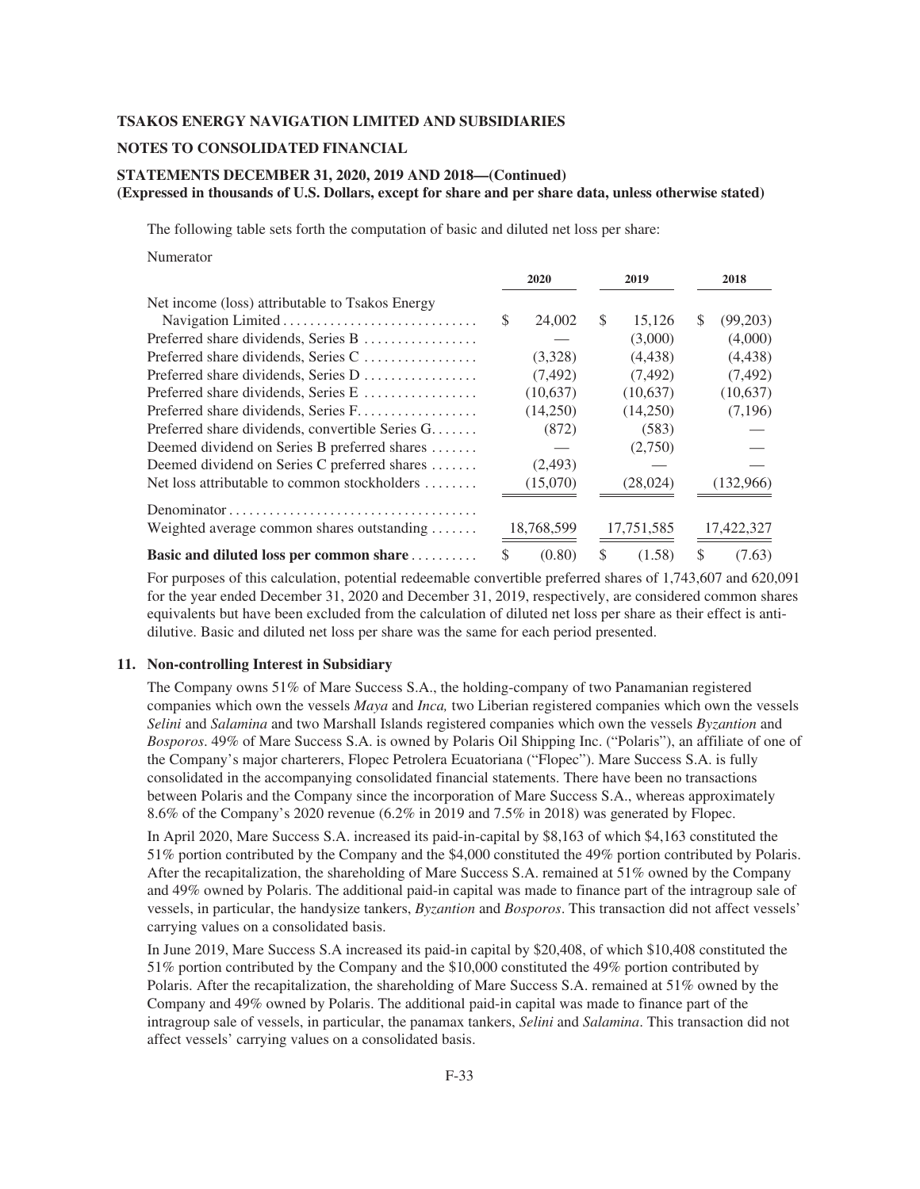The following table sets forth the computation of basic and diluted net loss per share:

Numerator

| | 2020 | 2019 | 2018 |
|---|---|---|---|
| Net income (loss) attributable to Tsakos Energy Navigation Limited | $ 24,002 | $ 15,126 | $ (99,203) |
| Preferred share dividends, Series B | — | (3,000) | (4,000) |
| Preferred share dividends, Series C | (3,328) | (4,438) | (4,438) |
| Preferred share dividends, Series D | (7,492) | (7,492) | (7,492) |
| Preferred share dividends, Series E | (10,637) | (10,637) | (10,637) |
| Preferred share dividends, Series F | (14,250) | (14,250) | (7,196) |
| Preferred share dividends, convertible Series G | (872) | (583) | — |
| Deemed dividend on Series B preferred shares | — | (2,750) | — |
| Deemed dividend on Series C preferred shares | (2,493) | — | — |
| Net loss attributable to common stockholders | (15,070) | (28,024) | (132,966) |
| Denominator | | | |
| Weighted average common shares outstanding | 18,768,599 | 17,751,585 | 17,422,327 |
| **Basic and diluted loss per common share** | $ (0.80) | $ (1.58) | $ (7.63) |

For purposes of this calculation, potential redeemable convertible preferred shares of 1,743,607 and 620,091 for the year ended December 31, 2020 and December 31, 2019, respectively, are considered common shares equivalents but have been excluded from the calculation of diluted net loss per share as their effect is anti-dilutive. Basic and diluted net loss per share was the same for each period presented.

## 11. Non-controlling Interest in Subsidiary

The Company owns 51% of Mare Success S.A., the holding-company of two Panamanian registered companies which own the vessels *Maya* and *Inca,* two Liberian registered companies which own the vessels *Selini* and *Salamina* and two Marshall Islands registered companies which own the vessels *Byzantion* and *Bosporos*. 49% of Mare Success S.A. is owned by Polaris Oil Shipping Inc. ("Polaris"), an affiliate of one of the Company's major charterers, Flopec Petrolera Ecuatoriana ("Flopec"). Mare Success S.A. is fully consolidated in the accompanying consolidated financial statements. There have been no transactions between Polaris and the Company since the incorporation of Mare Success S.A., whereas approximately 8.6% of the Company's 2020 revenue (6.2% in 2019 and 7.5% in 2018) was generated by Flopec.

In April 2020, Mare Success S.A. increased its paid-in-capital by $8,163 of which $4,163 constituted the 51% portion contributed by the Company and the $4,000 constituted the 49% portion contributed by Polaris. After the recapitalization, the shareholding of Mare Success S.A. remained at 51% owned by the Company and 49% owned by Polaris. The additional paid-in capital was made to finance part of the intragroup sale of vessels, in particular, the handysize tankers, *Byzantion* and *Bosporos*. This transaction did not affect vessels' carrying values on a consolidated basis.

In June 2019, Mare Success S.A increased its paid-in capital by $20,408, of which $10,408 constituted the 51% portion contributed by the Company and the $10,000 constituted the 49% portion contributed by Polaris. After the recapitalization, the shareholding of Mare Success S.A. remained at 51% owned by the Company and 49% owned by Polaris. The additional paid-in capital was made to finance part of the intragroup sale of vessels, in particular, the panamax tankers, *Selini* and *Salamina*. This transaction did not affect vessels' carrying values on a consolidated basis.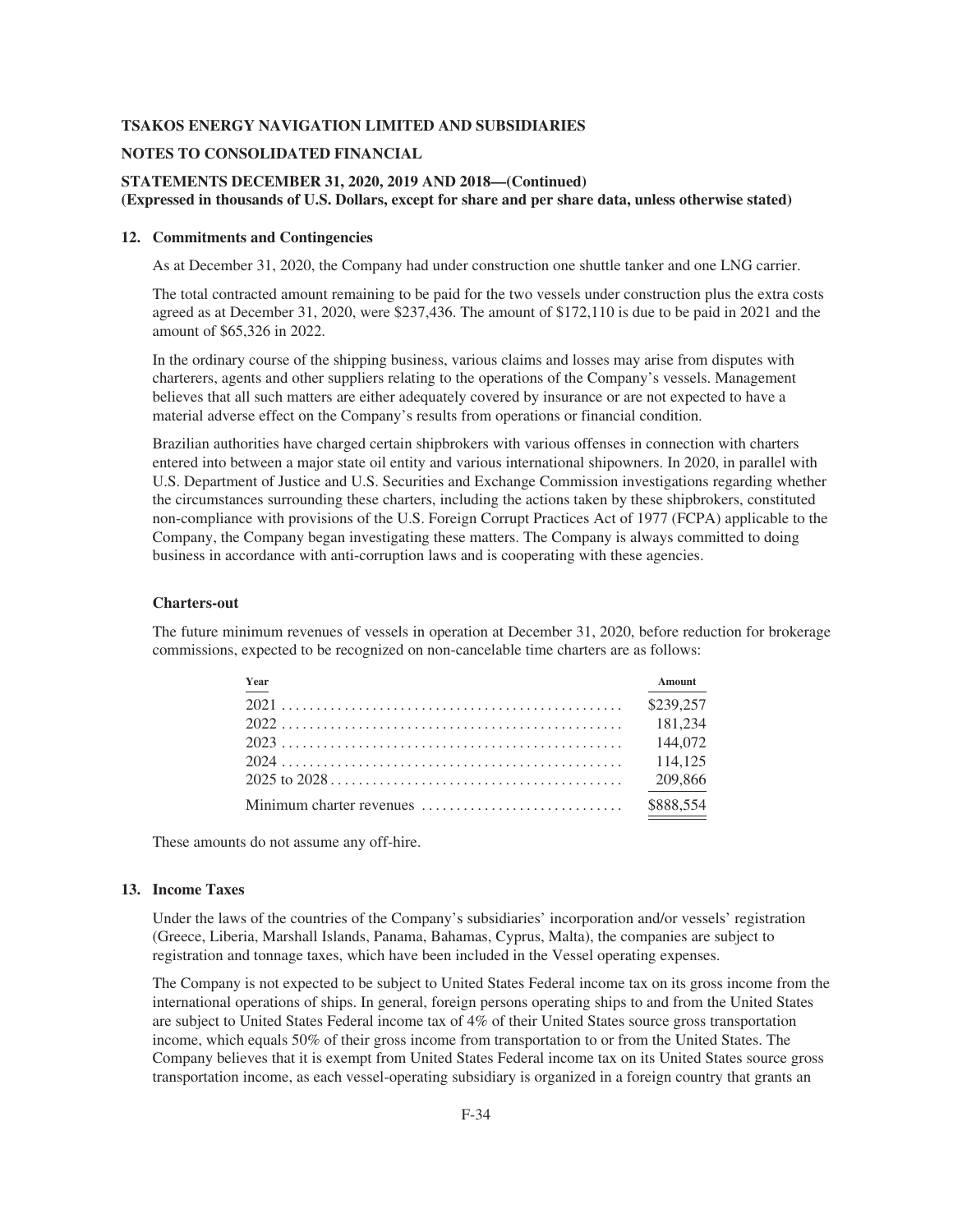**TSAKOS ENERGY NAVIGATION LIMITED AND SUBSIDIARIES**

**NOTES TO CONSOLIDATED FINANCIAL**

**STATEMENTS DECEMBER 31, 2020, 2019 AND 2018—(Continued)**
**(Expressed in thousands of U.S. Dollars, except for share and per share data, unless otherwise stated)**

**12. Commitments and Contingencies**

As at December 31, 2020, the Company had under construction one shuttle tanker and one LNG carrier.

The total contracted amount remaining to be paid for the two vessels under construction plus the extra costs agreed as at December 31, 2020, were $237,436. The amount of $172,110 is due to be paid in 2021 and the amount of $65,326 in 2022.

In the ordinary course of the shipping business, various claims and losses may arise from disputes with charterers, agents and other suppliers relating to the operations of the Company's vessels. Management believes that all such matters are either adequately covered by insurance or are not expected to have a material adverse effect on the Company's results from operations or financial condition.

Brazilian authorities have charged certain shipbrokers with various offenses in connection with charters entered into between a major state oil entity and various international shipowners. In 2020, in parallel with U.S. Department of Justice and U.S. Securities and Exchange Commission investigations regarding whether the circumstances surrounding these charters, including the actions taken by these shipbrokers, constituted non-compliance with provisions of the U.S. Foreign Corrupt Practices Act of 1977 (FCPA) applicable to the Company, the Company began investigating these matters. The Company is always committed to doing business in accordance with anti-corruption laws and is cooperating with these agencies.

**Charters-out**

The future minimum revenues of vessels in operation at December 31, 2020, before reduction for brokerage commissions, expected to be recognized on non-cancelable time charters are as follows:

| Year | Amount |
|---|---|
| 2021 | $239,257 |
| 2022 | 181,234 |
| 2023 | 144,072 |
| 2024 | 114,125 |
| 2025 to 2028 | 209,866 |
| Minimum charter revenues | $888,554 |

These amounts do not assume any off-hire.

**13. Income Taxes**

Under the laws of the countries of the Company's subsidiaries' incorporation and/or vessels' registration (Greece, Liberia, Marshall Islands, Panama, Bahamas, Cyprus, Malta), the companies are subject to registration and tonnage taxes, which have been included in the Vessel operating expenses.

The Company is not expected to be subject to United States Federal income tax on its gross income from the international operations of ships. In general, foreign persons operating ships to and from the United States are subject to United States Federal income tax of 4% of their United States source gross transportation income, which equals 50% of their gross income from transportation to or from the United States. The Company believes that it is exempt from United States Federal income tax on its United States source gross transportation income, as each vessel-operating subsidiary is organized in a foreign country that grants an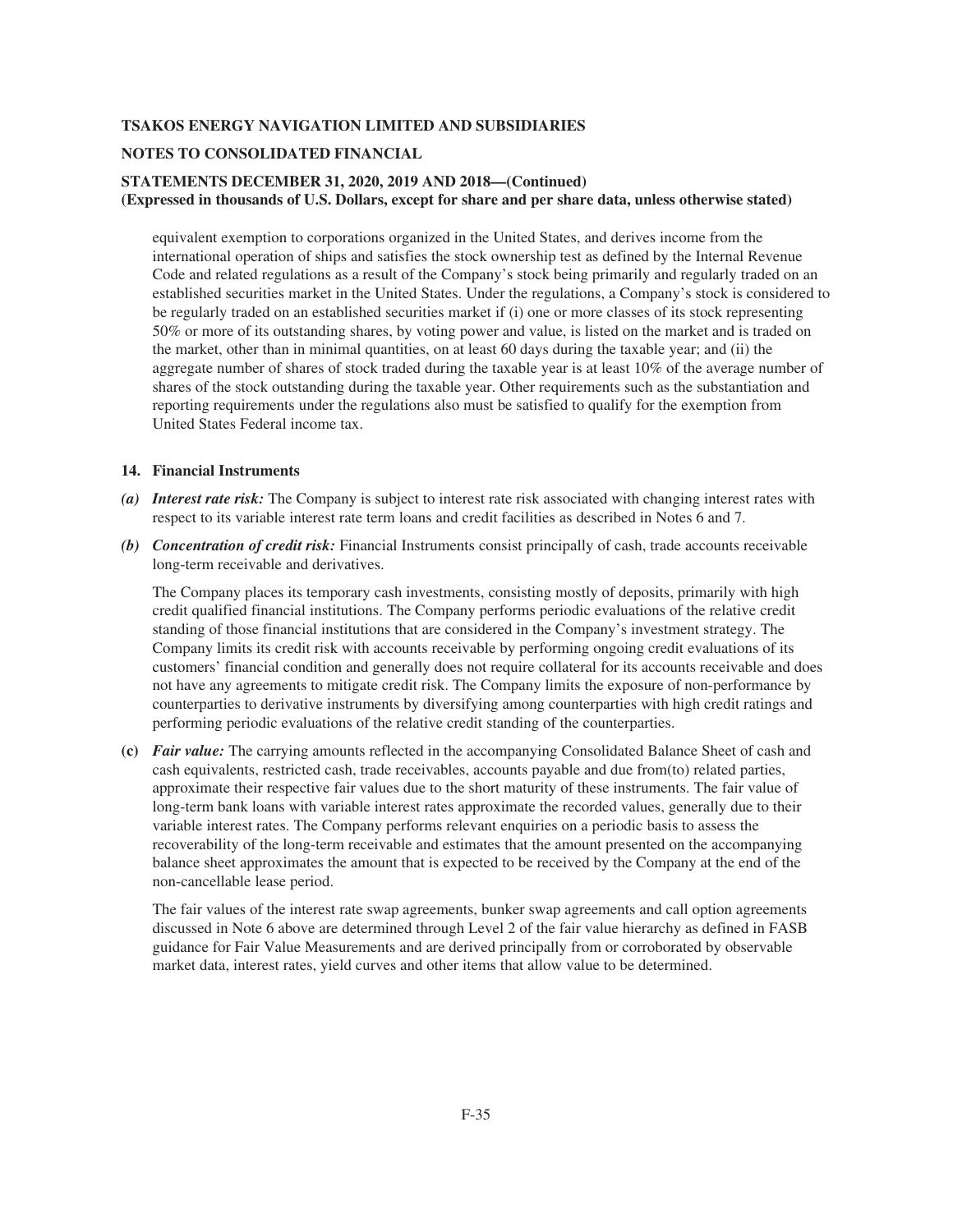equivalent exemption to corporations organized in the United States, and derives income from the international operation of ships and satisfies the stock ownership test as defined by the Internal Revenue Code and related regulations as a result of the Company's stock being primarily and regularly traded on an established securities market in the United States. Under the regulations, a Company's stock is considered to be regularly traded on an established securities market if (i) one or more classes of its stock representing 50% or more of its outstanding shares, by voting power and value, is listed on the market and is traded on the market, other than in minimal quantities, on at least 60 days during the taxable year; and (ii) the aggregate number of shares of stock traded during the taxable year is at least 10% of the average number of shares of the stock outstanding during the taxable year. Other requirements such as the substantiation and reporting requirements under the regulations also must be satisfied to qualify for the exemption from United States Federal income tax.

### 14. Financial Instruments

***(a) Interest rate risk:*** The Company is subject to interest rate risk associated with changing interest rates with respect to its variable interest rate term loans and credit facilities as described in Notes 6 and 7.

***(b) Concentration of credit risk:*** Financial Instruments consist principally of cash, trade accounts receivable long-term receivable and derivatives.

The Company places its temporary cash investments, consisting mostly of deposits, primarily with high credit qualified financial institutions. The Company performs periodic evaluations of the relative credit standing of those financial institutions that are considered in the Company's investment strategy. The Company limits its credit risk with accounts receivable by performing ongoing credit evaluations of its customers' financial condition and generally does not require collateral for its accounts receivable and does not have any agreements to mitigate credit risk. The Company limits the exposure of non-performance by counterparties to derivative instruments by diversifying among counterparties with high credit ratings and performing periodic evaluations of the relative credit standing of the counterparties.

**(c)** ***Fair value:*** The carrying amounts reflected in the accompanying Consolidated Balance Sheet of cash and cash equivalents, restricted cash, trade receivables, accounts payable and due from(to) related parties, approximate their respective fair values due to the short maturity of these instruments. The fair value of long-term bank loans with variable interest rates approximate the recorded values, generally due to their variable interest rates. The Company performs relevant enquiries on a periodic basis to assess the recoverability of the long-term receivable and estimates that the amount presented on the accompanying balance sheet approximates the amount that is expected to be received by the Company at the end of the non-cancellable lease period.

The fair values of the interest rate swap agreements, bunker swap agreements and call option agreements discussed in Note 6 above are determined through Level 2 of the fair value hierarchy as defined in FASB guidance for Fair Value Measurements and are derived principally from or corroborated by observable market data, interest rates, yield curves and other items that allow value to be determined.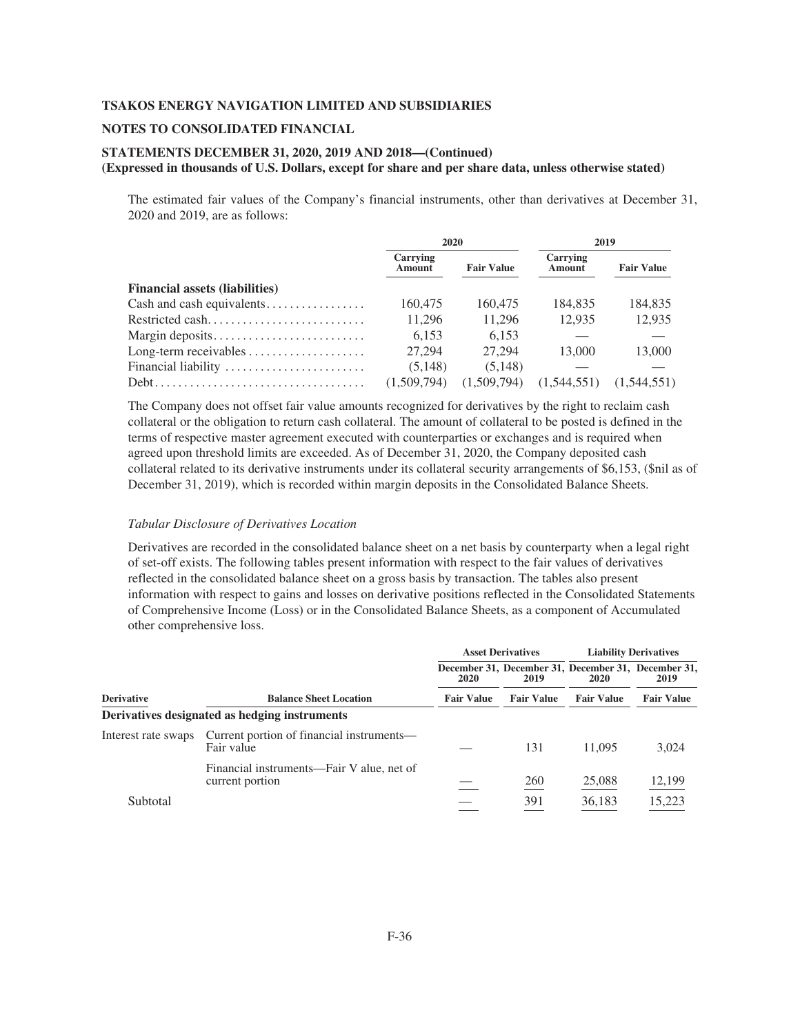The estimated fair values of the Company's financial instruments, other than derivatives at December 31, 2020 and 2019, are as follows:

| | 2020 | | 2019 | |
|---|---|---|---|---|
| | Carrying Amount | Fair Value | Carrying Amount | Fair Value |
| **Financial assets (liabilities)** | | | | |
| Cash and cash equivalents | 160,475 | 160,475 | 184,835 | 184,835 |
| Restricted cash | 11,296 | 11,296 | 12,935 | 12,935 |
| Margin deposits | 6,153 | 6,153 | — | — |
| Long-term receivables | 27,294 | 27,294 | 13,000 | 13,000 |
| Financial liability | (5,148) | (5,148) | — | — |
| Debt | (1,509,794) | (1,509,794) | (1,544,551) | (1,544,551) |

The Company does not offset fair value amounts recognized for derivatives by the right to reclaim cash collateral or the obligation to return cash collateral. The amount of collateral to be posted is defined in the terms of respective master agreement executed with counterparties or exchanges and is required when agreed upon threshold limits are exceeded. As of December 31, 2020, the Company deposited cash collateral related to its derivative instruments under its collateral security arrangements of $6,153, ($nil as of December 31, 2019), which is recorded within margin deposits in the Consolidated Balance Sheets.

*Tabular Disclosure of Derivatives Location*

Derivatives are recorded in the consolidated balance sheet on a net basis by counterparty when a legal right of set-off exists. The following tables present information with respect to the fair values of derivatives reflected in the consolidated balance sheet on a gross basis by transaction. The tables also present information with respect to gains and losses on derivative positions reflected in the Consolidated Statements of Comprehensive Income (Loss) or in the Consolidated Balance Sheets, as a component of Accumulated other comprehensive loss.

| | | Asset Derivatives | | Liability Derivatives | |
|---|---|---|---|---|---|
| | | December 31, 2020 | December 31, 2019 | December 31, 2020 | December 31, 2019 |
| **Derivative** | **Balance Sheet Location** | **Fair Value** | **Fair Value** | **Fair Value** | **Fair Value** |
| **Derivatives designated as hedging instruments** | | | | | |
| Interest rate swaps | Current portion of financial instruments—Fair value | — | 131 | 11,095 | 3,024 |
| | Financial instruments—Fair V alue, net of current portion | — | 260 | 25,088 | 12,199 |
| Subtotal | | — | 391 | 36,183 | 15,223 |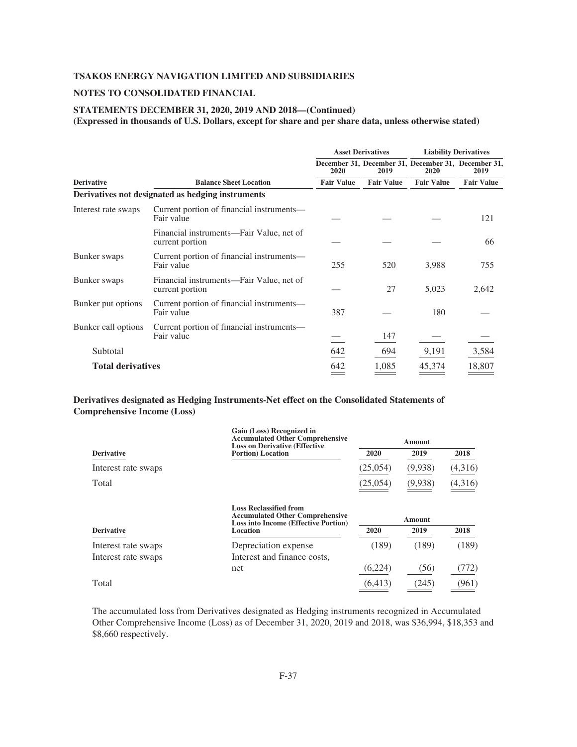**TSAKOS ENERGY NAVIGATION LIMITED AND SUBSIDIARIES**

**NOTES TO CONSOLIDATED FINANCIAL**

**STATEMENTS DECEMBER 31, 2020, 2019 AND 2018—(Continued)**
**(Expressed in thousands of U.S. Dollars, except for share and per share data, unless otherwise stated)**

| | | Asset Derivatives | | Liability Derivatives | |
|---|---|---|---|---|---|
| | | December 31, 2020 | December 31, 2019 | December 31, 2020 | December 31, 2019 |
| **Derivative** | **Balance Sheet Location** | **Fair Value** | **Fair Value** | **Fair Value** | **Fair Value** |
| **Derivatives not designated as hedging instruments** | | | | | |
| Interest rate swaps | Current portion of financial instruments—Fair value | — | — | — | 121 |
| | Financial instruments—Fair Value, net of current portion | — | — | — | 66 |
| Bunker swaps | Current portion of financial instruments—Fair value | 255 | 520 | 3,988 | 755 |
| Bunker swaps | Financial instruments—Fair Value, net of current portion | — | 27 | 5,023 | 2,642 |
| Bunker put options | Current portion of financial instruments—Fair value | 387 | — | 180 | — |
| Bunker call options | Current portion of financial instruments—Fair value | — | 147 | — | — |
| Subtotal | | 642 | 694 | 9,191 | 3,584 |
| **Total derivatives** | | 642 | 1,085 | 45,374 | 18,807 |

**Derivatives designated as Hedging Instruments-Net effect on the Consolidated Statements of Comprehensive Income (Loss)**

| Derivative | Gain (Loss) Recognized in Accumulated Other Comprehensive Loss on Derivative (Effective Portion) Location | Amount 2020 | Amount 2019 | Amount 2018 |
|---|---|---|---|---|
| Interest rate swaps | | (25,054) | (9,938) | (4,316) |
| Total | | (25,054) | (9,938) | (4,316) |

| Derivative | Loss Reclassified from Accumulated Other Comprehensive Loss into Income (Effective Portion) Location | Amount 2020 | Amount 2019 | Amount 2018 |
|---|---|---|---|---|
| Interest rate swaps | Depreciation expense | (189) | (189) | (189) |
| Interest rate swaps | Interest and finance costs, net | (6,224) | (56) | (772) |
| Total | | (6,413) | (245) | (961) |

The accumulated loss from Derivatives designated as Hedging instruments recognized in Accumulated Other Comprehensive Income (Loss) as of December 31, 2020, 2019 and 2018, was $36,994, $18,353 and $8,660 respectively.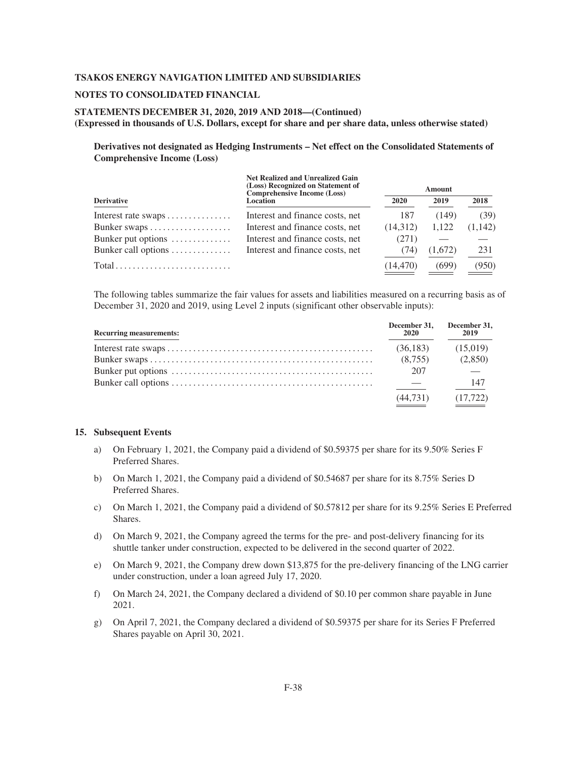**Derivatives not designated as Hedging Instruments – Net effect on the Consolidated Statements of Comprehensive Income (Loss)**

| Derivative | Net Realized and Unrealized Gain (Loss) Recognized on Statement of Comprehensive Income (Loss) Location | Amount | | |
|---|---|---|---|---|
| | | 2020 | 2019 | 2018 |
| Interest rate swaps | Interest and finance costs, net | 187 | (149) | (39) |
| Bunker swaps | Interest and finance costs, net | (14,312) | 1,122 | (1,142) |
| Bunker put options | Interest and finance costs, net | (271) | — | — |
| Bunker call options | Interest and finance costs, net | (74) | (1,672) | 231 |
| Total | | (14,470) | (699) | (950) |

The following tables summarize the fair values for assets and liabilities measured on a recurring basis as of December 31, 2020 and 2019, using Level 2 inputs (significant other observable inputs):

| Recurring measurements: | December 31, 2020 | December 31, 2019 |
|---|---|---|
| Interest rate swaps | (36,183) | (15,019) |
| Bunker swaps | (8,755) | (2,850) |
| Bunker put options | 207 | — |
| Bunker call options | — | 147 |
| | (44,731) | (17,722) |

## 15. Subsequent Events

a) On February 1, 2021, the Company paid a dividend of $0.59375 per share for its 9.50% Series F Preferred Shares.

b) On March 1, 2021, the Company paid a dividend of $0.54687 per share for its 8.75% Series D Preferred Shares.

c) On March 1, 2021, the Company paid a dividend of $0.57812 per share for its 9.25% Series E Preferred Shares.

d) On March 9, 2021, the Company agreed the terms for the pre- and post-delivery financing for its shuttle tanker under construction, expected to be delivered in the second quarter of 2022.

e) On March 9, 2021, the Company drew down $13,875 for the pre-delivery financing of the LNG carrier under construction, under a loan agreed July 17, 2020.

f) On March 24, 2021, the Company declared a dividend of $0.10 per common share payable in June 2021.

g) On April 7, 2021, the Company declared a dividend of $0.59375 per share for its Series F Preferred Shares payable on April 30, 2021.